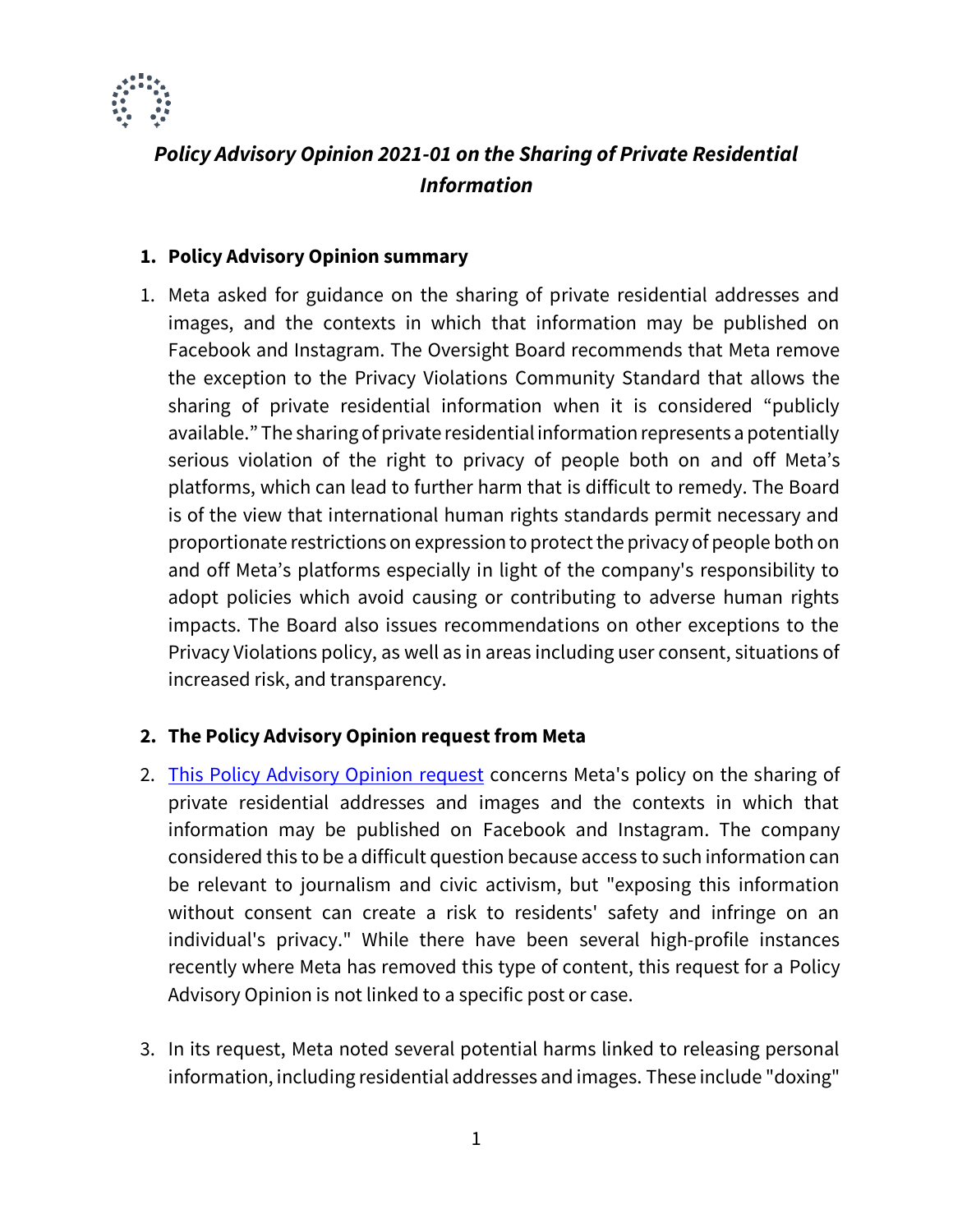# *Policy Advisory Opinion 2021-01 on the Sharing of Private Residential Information*

## 1. Policy Advisory Opinion summary

1. Meta asked for guidance on the sharing of private residential addresses and images, and the contexts in which that information may be published on Facebook and Instagram. The Oversight Board recommends that Meta remove the exception to the Privacy Violations Community Standard that allows the sharing of private residential information when it is considered "publicly available." The sharing of private residential information represents a potentially serious violation of the right to privacy of people both on and off Meta's platforms, which can lead to further harm that is difficult to remedy. The Board is of the view that international human rights standards permit necessary and proportionate restrictions on expression to protect the privacy of people both on and off Meta's platforms especially in light of the company's responsibility to adopt policies which avoid causing or contributing to adverse human rights impacts. The Board also issues recommendations on other exceptions to the Privacy Violations policy, as well as in areas including user consent, situations of increased risk, and transparency.

## 2. The Policy Advisory Opinion request from Meta

2. [This Policy Advisory Opinion request]() concerns Meta's policy on the sharing of private residential addresses and images and the contexts in which that information may be published on Facebook and Instagram. The company considered this to be a difficult question because access to such information can be relevant to journalism and civic activism, but "exposing this information without consent can create a risk to residents' safety and infringe on an individual's privacy." While there have been several high-profile instances recently where Meta has removed this type of content, this request for a Policy Advisory Opinion is not linked to a specific post or case.

3. In its request, Meta noted several potential harms linked to releasing personal information, including residential addresses and images. These include "doxing"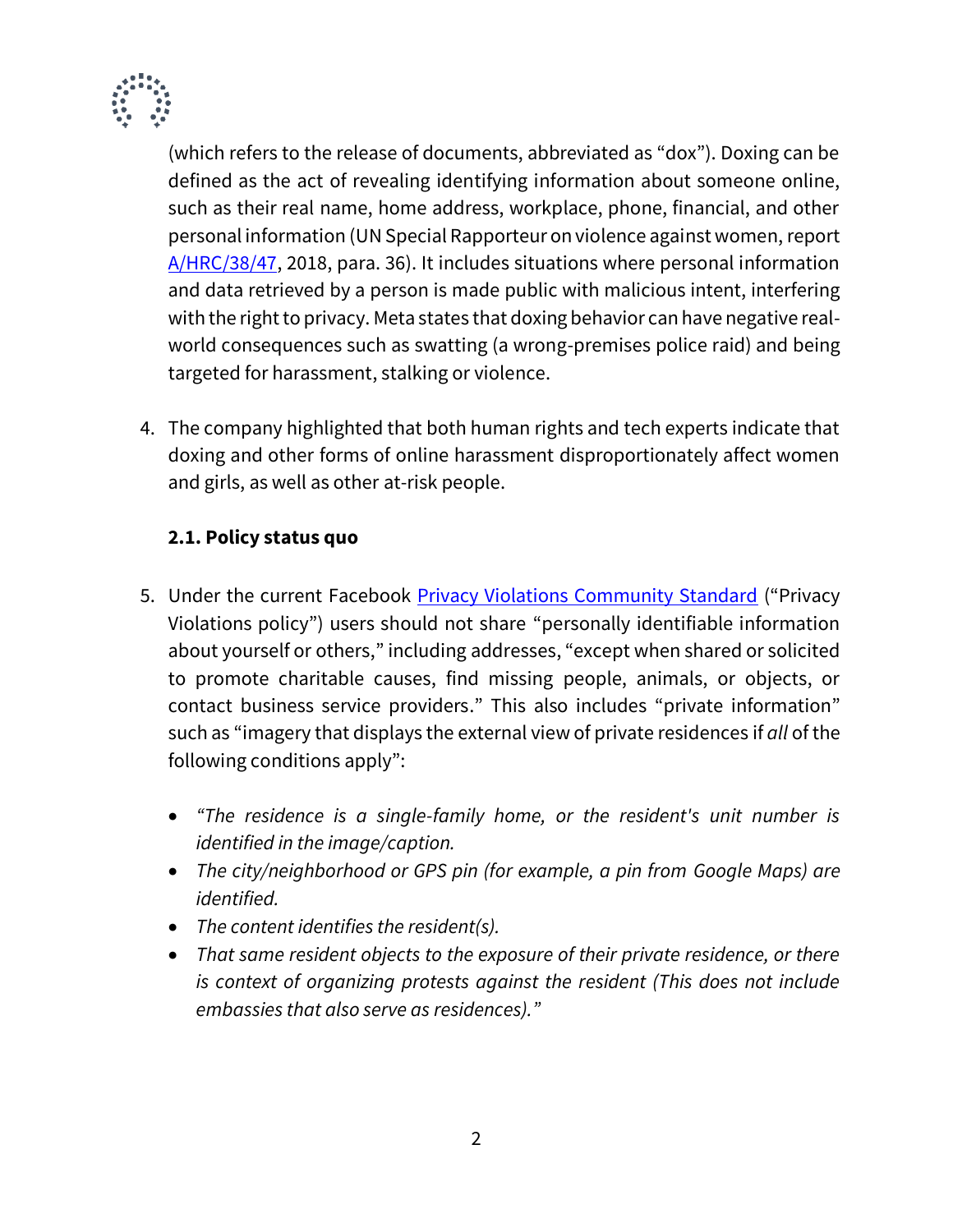(which refers to the release of documents, abbreviated as "dox"). Doxing can be defined as the act of revealing identifying information about someone online, such as their real name, home address, workplace, phone, financial, and other personal information (UN Special Rapporteur on violence against women, report [A/HRC/38/47](), 2018, para. 36). It includes situations where personal information and data retrieved by a person is made public with malicious intent, interfering with the right to privacy. Meta states that doxing behavior can have negative real-world consequences such as swatting (a wrong-premises police raid) and being targeted for harassment, stalking or violence.

4. The company highlighted that both human rights and tech experts indicate that doxing and other forms of online harassment disproportionately affect women and girls, as well as other at-risk people.

### 2.1. Policy status quo

5. Under the current Facebook [Privacy Violations Community Standard]() ("Privacy Violations policy") users should not share "personally identifiable information about yourself or others," including addresses, "except when shared or solicited to promote charitable causes, find missing people, animals, or objects, or contact business service providers." This also includes "private information" such as "imagery that displays the external view of private residences if *all* of the following conditions apply":

   - *"The residence is a single-family home, or the resident's unit number is identified in the image/caption.*
   - *The city/neighborhood or GPS pin (for example, a pin from Google Maps) are identified.*
   - *The content identifies the resident(s).*
   - *That same resident objects to the exposure of their private residence, or there is context of organizing protests against the resident (This does not include embassies that also serve as residences)."*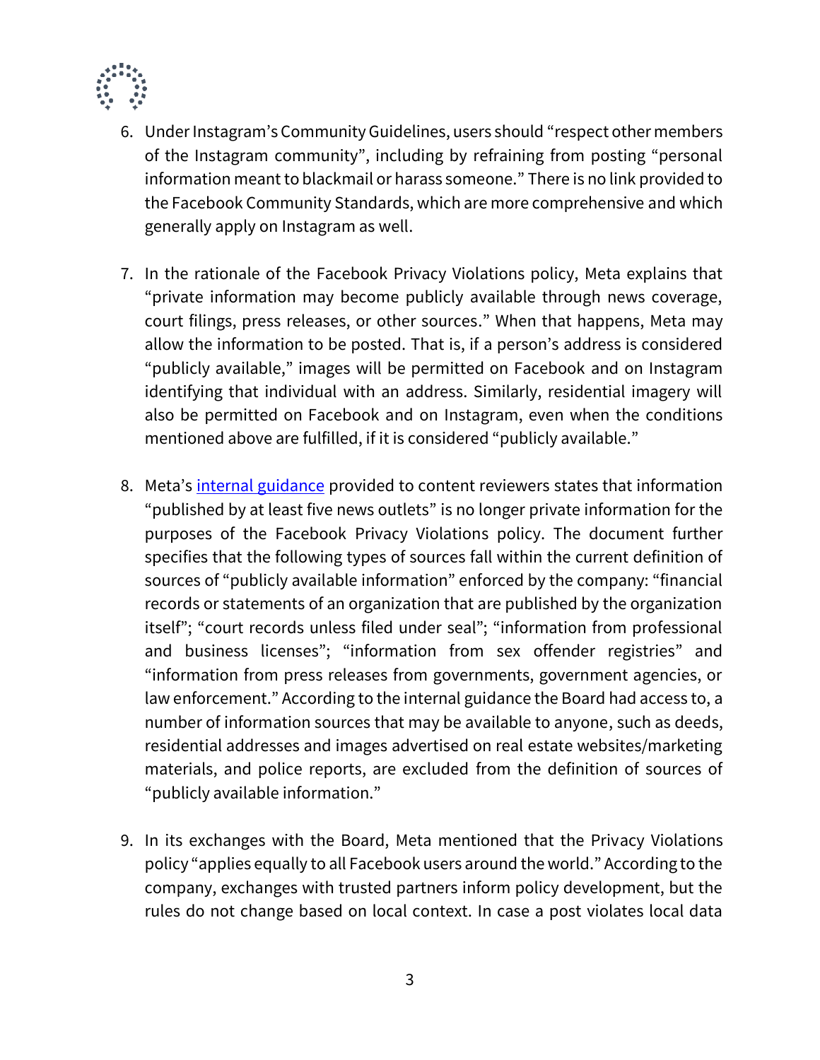6. Under Instagram's Community Guidelines, users should "respect other members of the Instagram community", including by refraining from posting "personal information meant to blackmail or harass someone." There is no link provided to the Facebook Community Standards, which are more comprehensive and which generally apply on Instagram as well.

7. In the rationale of the Facebook Privacy Violations policy, Meta explains that "private information may become publicly available through news coverage, court filings, press releases, or other sources." When that happens, Meta may allow the information to be posted. That is, if a person's address is considered "publicly available," images will be permitted on Facebook and on Instagram identifying that individual with an address. Similarly, residential imagery will also be permitted on Facebook and on Instagram, even when the conditions mentioned above are fulfilled, if it is considered "publicly available."

8. Meta's internal guidance provided to content reviewers states that information "published by at least five news outlets" is no longer private information for the purposes of the Facebook Privacy Violations policy. The document further specifies that the following types of sources fall within the current definition of sources of "publicly available information" enforced by the company: "financial records or statements of an organization that are published by the organization itself"; "court records unless filed under seal"; "information from professional and business licenses"; "information from sex offender registries" and "information from press releases from governments, government agencies, or law enforcement." According to the internal guidance the Board had access to, a number of information sources that may be available to anyone, such as deeds, residential addresses and images advertised on real estate websites/marketing materials, and police reports, are excluded from the definition of sources of "publicly available information."

9. In its exchanges with the Board, Meta mentioned that the Privacy Violations policy "applies equally to all Facebook users around the world." According to the company, exchanges with trusted partners inform policy development, but the rules do not change based on local context. In case a post violates local data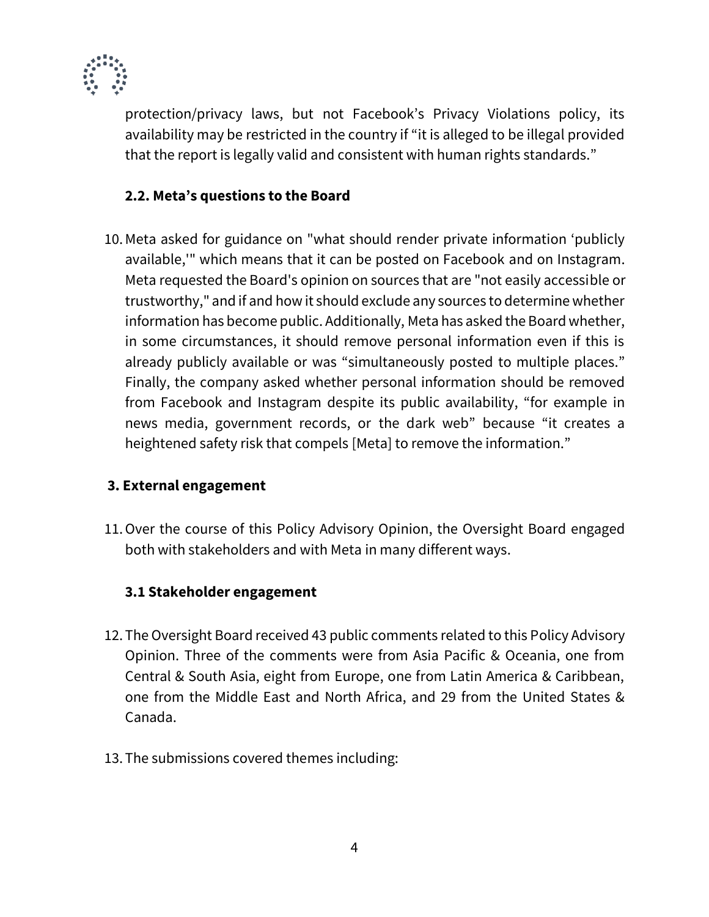protection/privacy laws, but not Facebook's Privacy Violations policy, its availability may be restricted in the country if "it is alleged to be illegal provided that the report is legally valid and consistent with human rights standards."

### 2.2. Meta's questions to the Board

10. Meta asked for guidance on "what should render private information 'publicly available,'" which means that it can be posted on Facebook and on Instagram. Meta requested the Board's opinion on sources that are "not easily accessible or trustworthy," and if and how it should exclude any sources to determine whether information has become public. Additionally, Meta has asked the Board whether, in some circumstances, it should remove personal information even if this is already publicly available or was "simultaneously posted to multiple places." Finally, the company asked whether personal information should be removed from Facebook and Instagram despite its public availability, "for example in news media, government records, or the dark web" because "it creates a heightened safety risk that compels [Meta] to remove the information."

## 3. External engagement

11. Over the course of this Policy Advisory Opinion, the Oversight Board engaged both with stakeholders and with Meta in many different ways.

### 3.1 Stakeholder engagement

12. The Oversight Board received 43 public comments related to this Policy Advisory Opinion. Three of the comments were from Asia Pacific & Oceania, one from Central & South Asia, eight from Europe, one from Latin America & Caribbean, one from the Middle East and North Africa, and 29 from the United States & Canada.

13. The submissions covered themes including: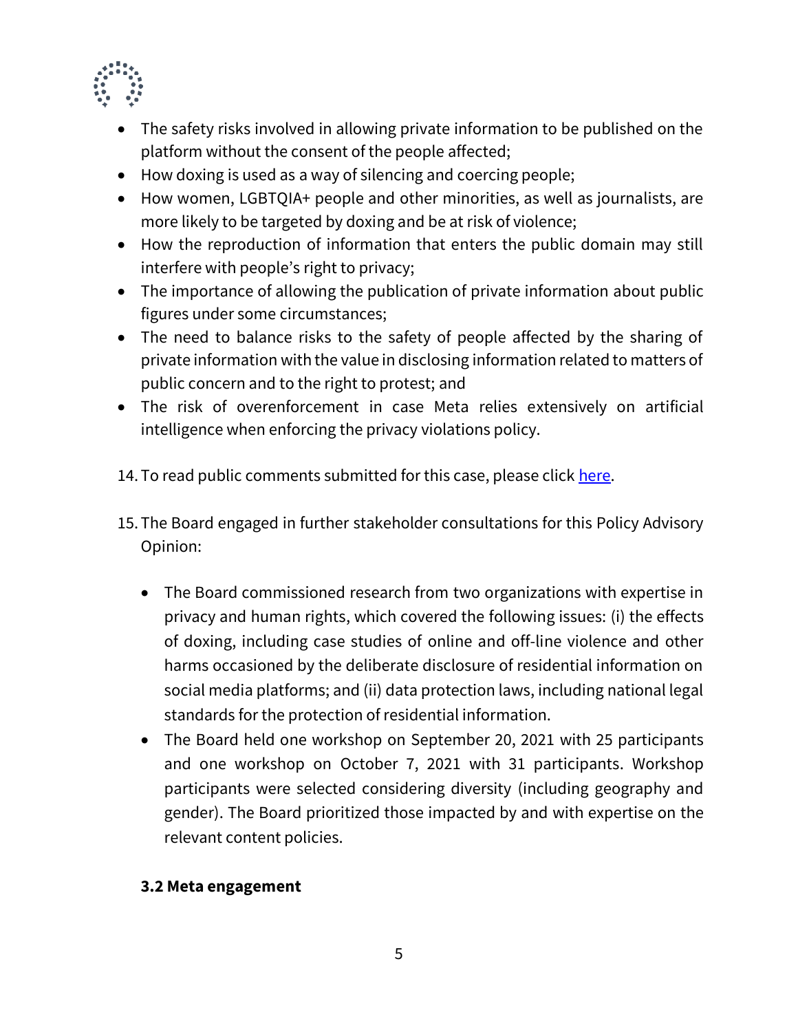- The safety risks involved in allowing private information to be published on the platform without the consent of the people affected;
- How doxing is used as a way of silencing and coercing people;
- How women, LGBTQIA+ people and other minorities, as well as journalists, are more likely to be targeted by doxing and be at risk of violence;
- How the reproduction of information that enters the public domain may still interfere with people's right to privacy;
- The importance of allowing the publication of private information about public figures under some circumstances;
- The need to balance risks to the safety of people affected by the sharing of private information with the value in disclosing information related to matters of public concern and to the right to protest; and
- The risk of overenforcement in case Meta relies extensively on artificial intelligence when enforcing the privacy violations policy.

14. To read public comments submitted for this case, please click [here](here).

15. The Board engaged in further stakeholder consultations for this Policy Advisory Opinion:

    - The Board commissioned research from two organizations with expertise in privacy and human rights, which covered the following issues: (i) the effects of doxing, including case studies of online and off-line violence and other harms occasioned by the deliberate disclosure of residential information on social media platforms; and (ii) data protection laws, including national legal standards for the protection of residential information.
    - The Board held one workshop on September 20, 2021 with 25 participants and one workshop on October 7, 2021 with 31 participants. Workshop participants were selected considering diversity (including geography and gender). The Board prioritized those impacted by and with expertise on the relevant content policies.

### 3.2 Meta engagement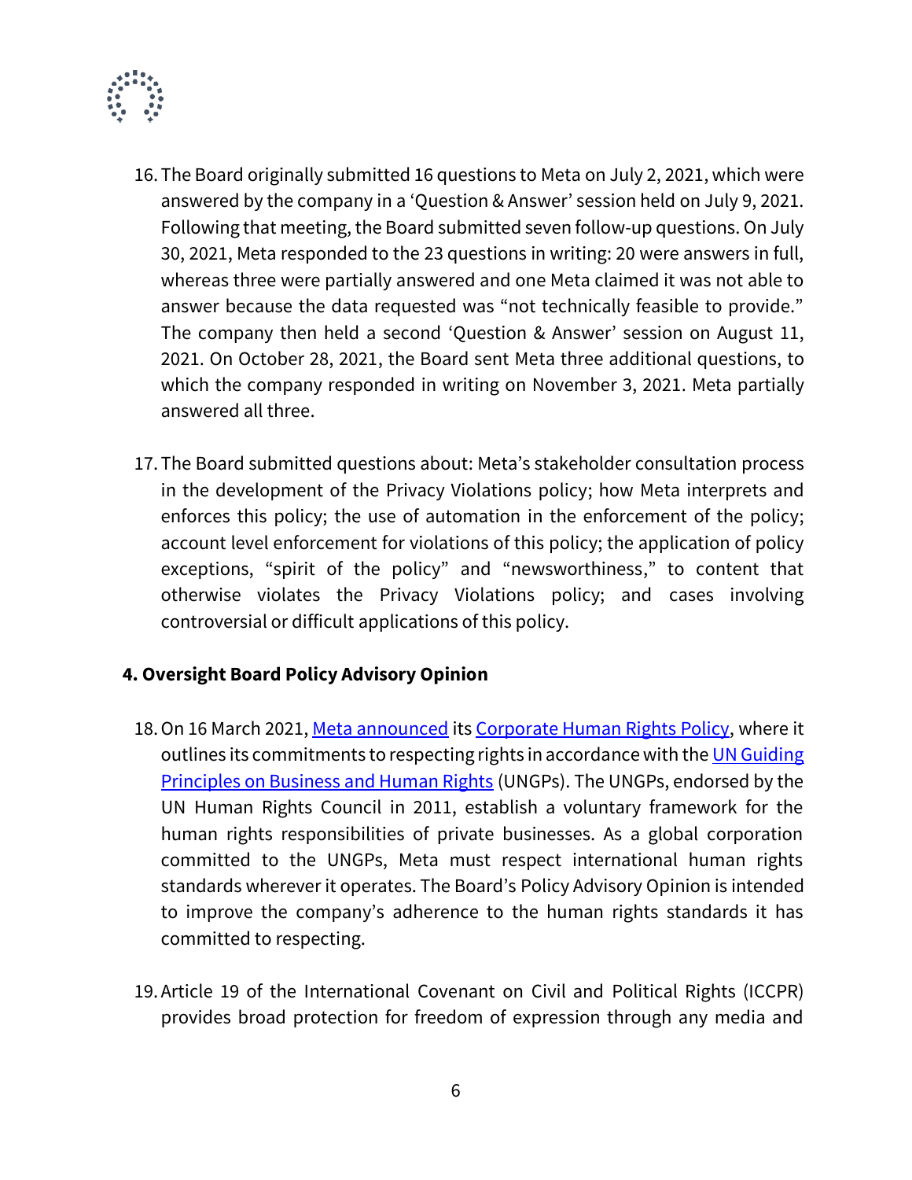16. The Board originally submitted 16 questions to Meta on July 2, 2021, which were answered by the company in a 'Question & Answer' session held on July 9, 2021. Following that meeting, the Board submitted seven follow-up questions. On July 30, 2021, Meta responded to the 23 questions in writing: 20 were answers in full, whereas three were partially answered and one Meta claimed it was not able to answer because the data requested was "not technically feasible to provide." The company then held a second 'Question & Answer' session on August 11, 2021. On October 28, 2021, the Board sent Meta three additional questions, to which the company responded in writing on November 3, 2021. Meta partially answered all three.

17. The Board submitted questions about: Meta's stakeholder consultation process in the development of the Privacy Violations policy; how Meta interprets and enforces this policy; the use of automation in the enforcement of the policy; account level enforcement for violations of this policy; the application of policy exceptions, "spirit of the policy" and "newsworthiness," to content that otherwise violates the Privacy Violations policy; and cases involving controversial or difficult applications of this policy.

## 4. Oversight Board Policy Advisory Opinion

18. On 16 March 2021, Meta announced its Corporate Human Rights Policy, where it outlines its commitments to respecting rights in accordance with the UN Guiding Principles on Business and Human Rights (UNGPs). The UNGPs, endorsed by the UN Human Rights Council in 2011, establish a voluntary framework for the human rights responsibilities of private businesses. As a global corporation committed to the UNGPs, Meta must respect international human rights standards wherever it operates. The Board's Policy Advisory Opinion is intended to improve the company's adherence to the human rights standards it has committed to respecting.

19. Article 19 of the International Covenant on Civil and Political Rights (ICCPR) provides broad protection for freedom of expression through any media and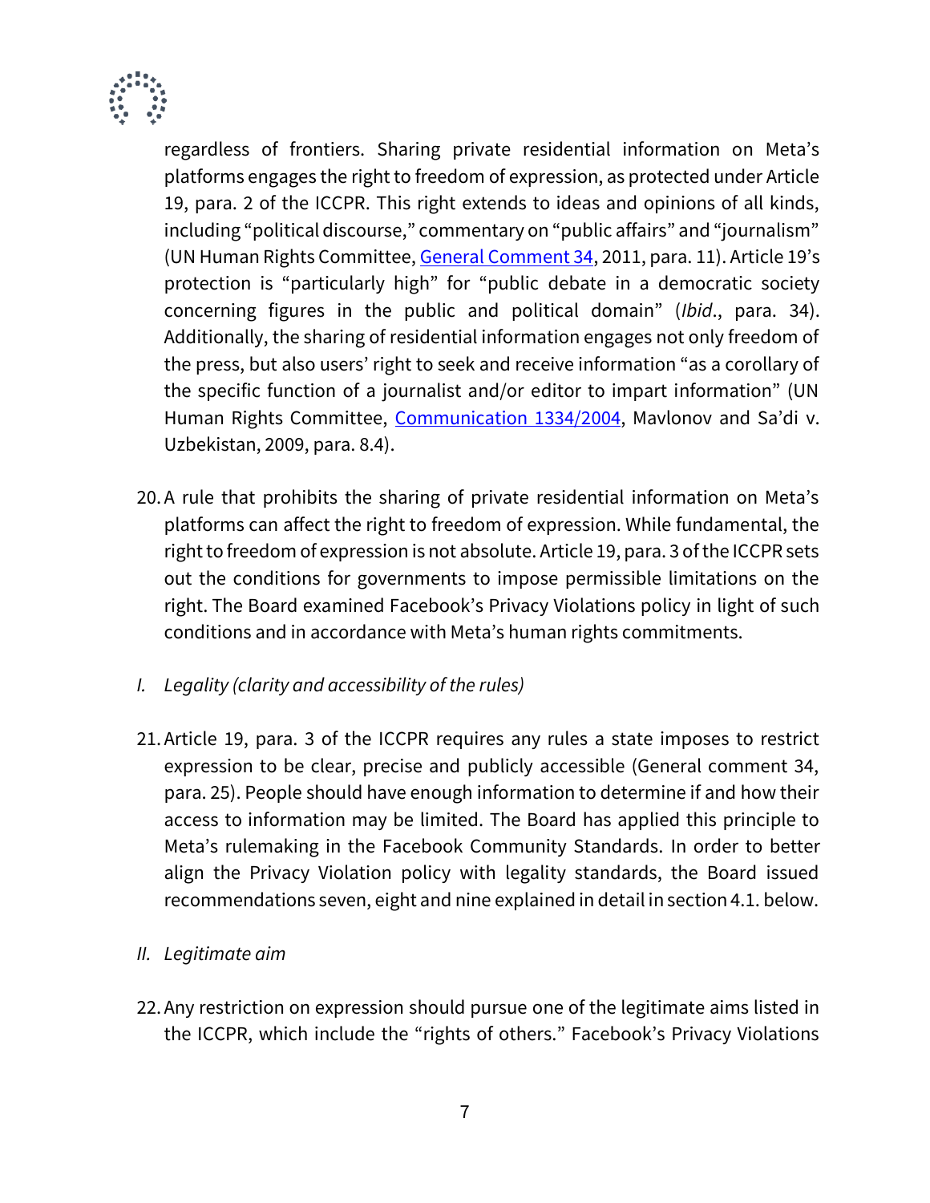regardless of frontiers. Sharing private residential information on Meta's platforms engages the right to freedom of expression, as protected under Article 19, para. 2 of the ICCPR. This right extends to ideas and opinions of all kinds, including "political discourse," commentary on "public affairs" and "journalism" (UN Human Rights Committee, [General Comment 34](), 2011, para. 11). Article 19's protection is "particularly high" for "public debate in a democratic society concerning figures in the public and political domain" (*Ibid*., para. 34). Additionally, the sharing of residential information engages not only freedom of the press, but also users' right to seek and receive information "as a corollary of the specific function of a journalist and/or editor to impart information" (UN Human Rights Committee, [Communication 1334/2004](), Mavlonov and Sa'di v. Uzbekistan, 2009, para. 8.4).

20. A rule that prohibits the sharing of private residential information on Meta's platforms can affect the right to freedom of expression. While fundamental, the right to freedom of expression is not absolute. Article 19, para. 3 of the ICCPR sets out the conditions for governments to impose permissible limitations on the right. The Board examined Facebook's Privacy Violations policy in light of such conditions and in accordance with Meta's human rights commitments.

*I. Legality (clarity and accessibility of the rules)*

21. Article 19, para. 3 of the ICCPR requires any rules a state imposes to restrict expression to be clear, precise and publicly accessible (General comment 34, para. 25). People should have enough information to determine if and how their access to information may be limited. The Board has applied this principle to Meta's rulemaking in the Facebook Community Standards. In order to better align the Privacy Violation policy with legality standards, the Board issued recommendations seven, eight and nine explained in detail in section 4.1. below.

*II. Legitimate aim*

22. Any restriction on expression should pursue one of the legitimate aims listed in the ICCPR, which include the "rights of others." Facebook's Privacy Violations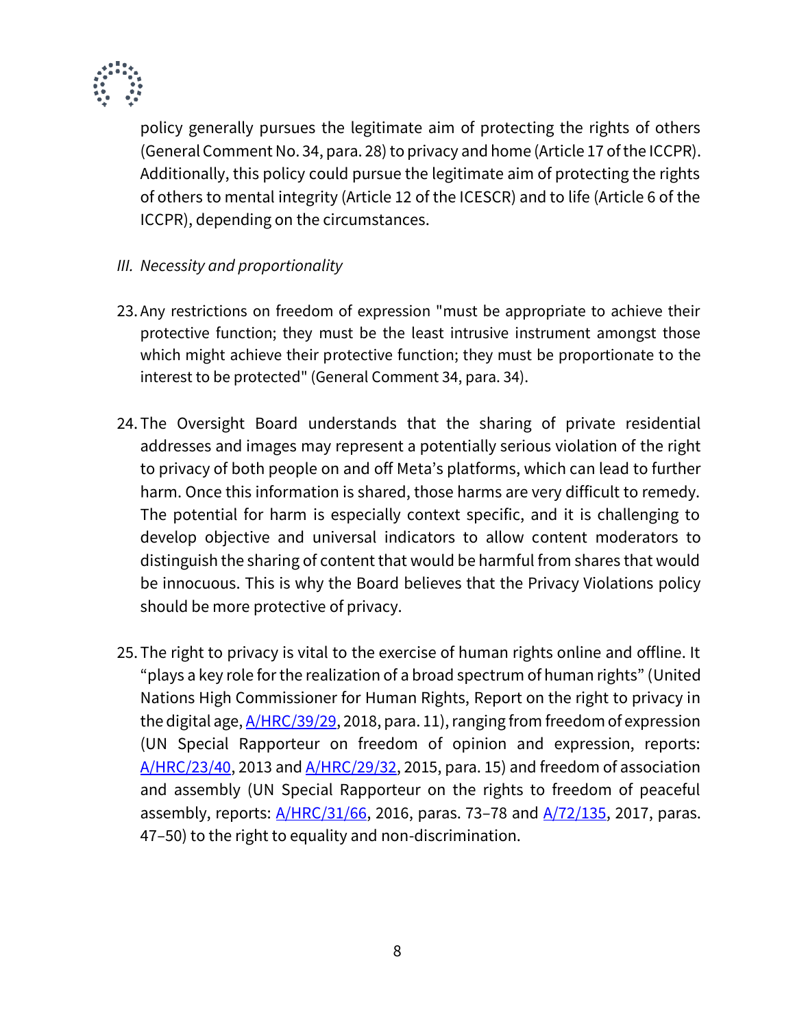policy generally pursues the legitimate aim of protecting the rights of others (General Comment No. 34, para. 28) to privacy and home (Article 17 of the ICCPR). Additionally, this policy could pursue the legitimate aim of protecting the rights of others to mental integrity (Article 12 of the ICESCR) and to life (Article 6 of the ICCPR), depending on the circumstances.

*III. Necessity and proportionality*

23. Any restrictions on freedom of expression "must be appropriate to achieve their protective function; they must be the least intrusive instrument amongst those which might achieve their protective function; they must be proportionate to the interest to be protected" (General Comment 34, para. 34).

24. The Oversight Board understands that the sharing of private residential addresses and images may represent a potentially serious violation of the right to privacy of both people on and off Meta's platforms, which can lead to further harm. Once this information is shared, those harms are very difficult to remedy. The potential for harm is especially context specific, and it is challenging to develop objective and universal indicators to allow content moderators to distinguish the sharing of content that would be harmful from shares that would be innocuous. This is why the Board believes that the Privacy Violations policy should be more protective of privacy.

25. The right to privacy is vital to the exercise of human rights online and offline. It "plays a key role for the realization of a broad spectrum of human rights" (United Nations High Commissioner for Human Rights, Report on the right to privacy in the digital age, A/HRC/39/29, 2018, para. 11), ranging from freedom of expression (UN Special Rapporteur on freedom of opinion and expression, reports: A/HRC/23/40, 2013 and A/HRC/29/32, 2015, para. 15) and freedom of association and assembly (UN Special Rapporteur on the rights to freedom of peaceful assembly, reports: A/HRC/31/66, 2016, paras. 73–78 and A/72/135, 2017, paras. 47–50) to the right to equality and non-discrimination.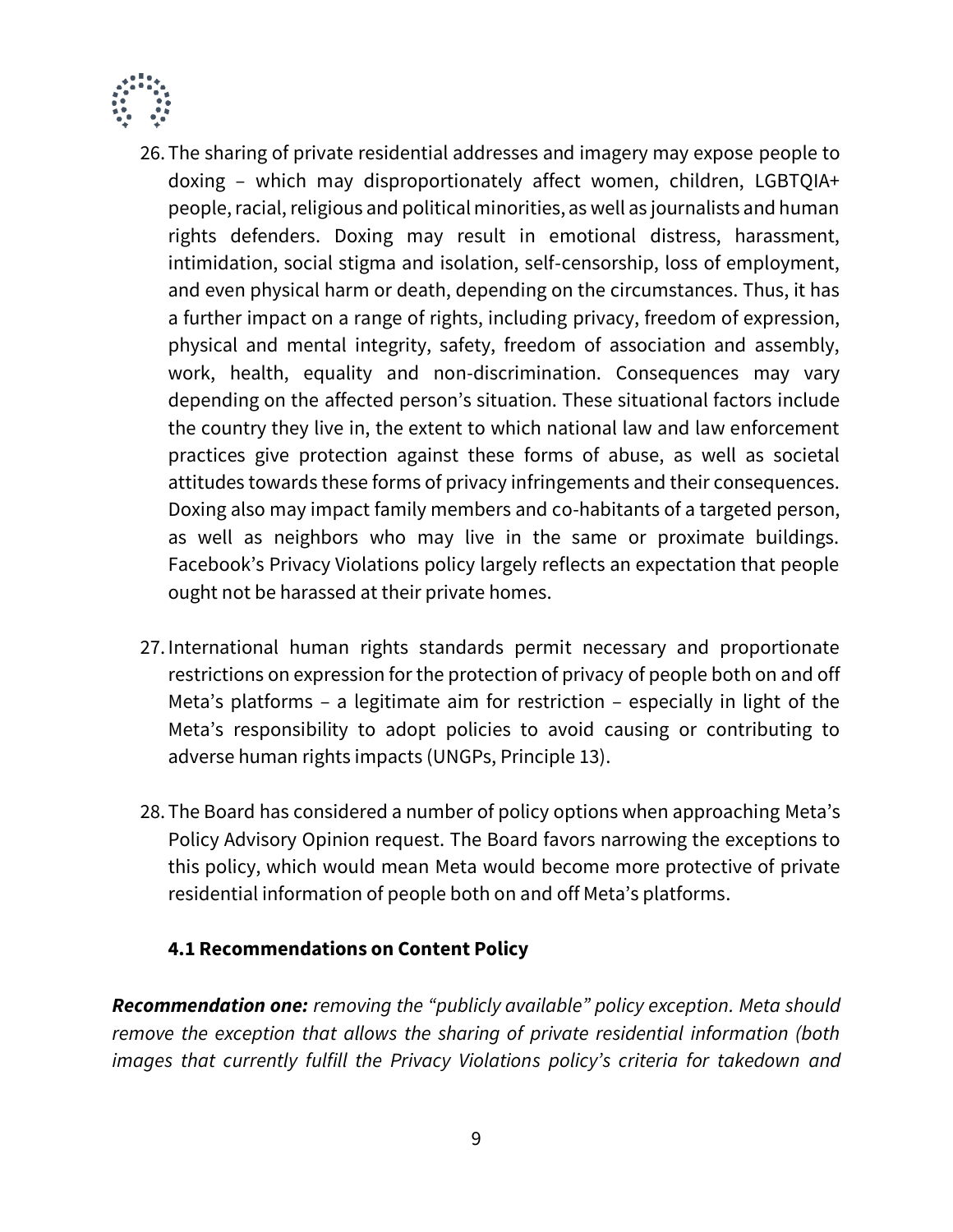26. The sharing of private residential addresses and imagery may expose people to doxing – which may disproportionately affect women, children, LGBTQIA+ people, racial, religious and political minorities, as well as journalists and human rights defenders. Doxing may result in emotional distress, harassment, intimidation, social stigma and isolation, self-censorship, loss of employment, and even physical harm or death, depending on the circumstances. Thus, it has a further impact on a range of rights, including privacy, freedom of expression, physical and mental integrity, safety, freedom of association and assembly, work, health, equality and non-discrimination. Consequences may vary depending on the affected person's situation. These situational factors include the country they live in, the extent to which national law and law enforcement practices give protection against these forms of abuse, as well as societal attitudes towards these forms of privacy infringements and their consequences. Doxing also may impact family members and co-habitants of a targeted person, as well as neighbors who may live in the same or proximate buildings. Facebook's Privacy Violations policy largely reflects an expectation that people ought not be harassed at their private homes.

27. International human rights standards permit necessary and proportionate restrictions on expression for the protection of privacy of people both on and off Meta's platforms – a legitimate aim for restriction – especially in light of the Meta's responsibility to adopt policies to avoid causing or contributing to adverse human rights impacts (UNGPs, Principle 13).

28. The Board has considered a number of policy options when approaching Meta's Policy Advisory Opinion request. The Board favors narrowing the exceptions to this policy, which would mean Meta would become more protective of private residential information of people both on and off Meta's platforms.

### 4.1 Recommendations on Content Policy

***Recommendation one:*** *removing the "publicly available" policy exception. Meta should remove the exception that allows the sharing of private residential information (both images that currently fulfill the Privacy Violations policy's criteria for takedown and*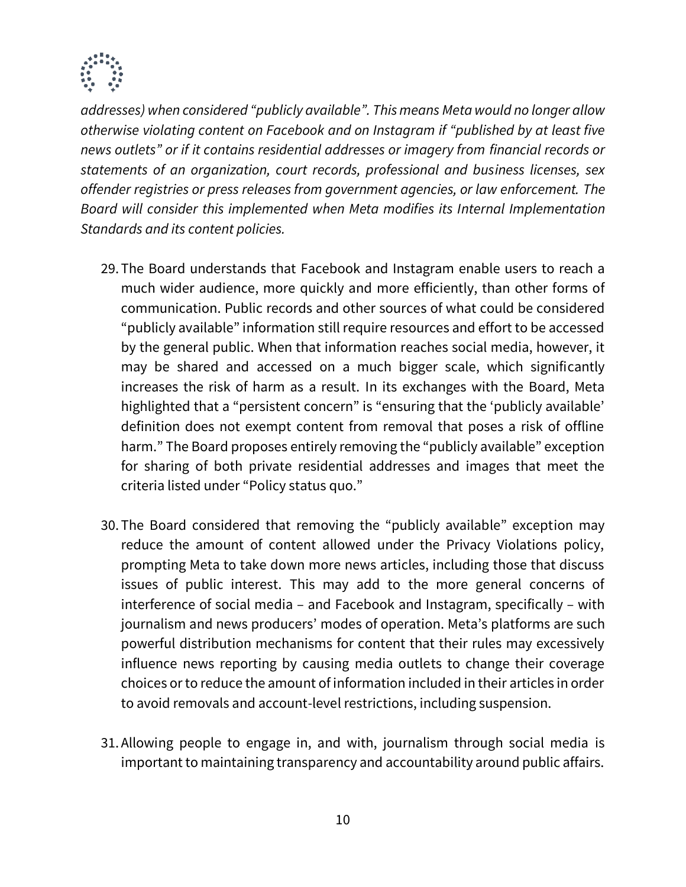*addresses) when considered "publicly available". This means Meta would no longer allow otherwise violating content on Facebook and on Instagram if "published by at least five news outlets" or if it contains residential addresses or imagery from financial records or statements of an organization, court records, professional and business licenses, sex offender registries or press releases from government agencies, or law enforcement. The Board will consider this implemented when Meta modifies its Internal Implementation Standards and its content policies.*

29. The Board understands that Facebook and Instagram enable users to reach a much wider audience, more quickly and more efficiently, than other forms of communication. Public records and other sources of what could be considered "publicly available" information still require resources and effort to be accessed by the general public. When that information reaches social media, however, it may be shared and accessed on a much bigger scale, which significantly increases the risk of harm as a result. In its exchanges with the Board, Meta highlighted that a "persistent concern" is "ensuring that the 'publicly available' definition does not exempt content from removal that poses a risk of offline harm." The Board proposes entirely removing the "publicly available" exception for sharing of both private residential addresses and images that meet the criteria listed under "Policy status quo."

30. The Board considered that removing the "publicly available" exception may reduce the amount of content allowed under the Privacy Violations policy, prompting Meta to take down more news articles, including those that discuss issues of public interest. This may add to the more general concerns of interference of social media – and Facebook and Instagram, specifically – with journalism and news producers' modes of operation. Meta's platforms are such powerful distribution mechanisms for content that their rules may excessively influence news reporting by causing media outlets to change their coverage choices or to reduce the amount of information included in their articles in order to avoid removals and account-level restrictions, including suspension.

31. Allowing people to engage in, and with, journalism through social media is important to maintaining transparency and accountability around public affairs.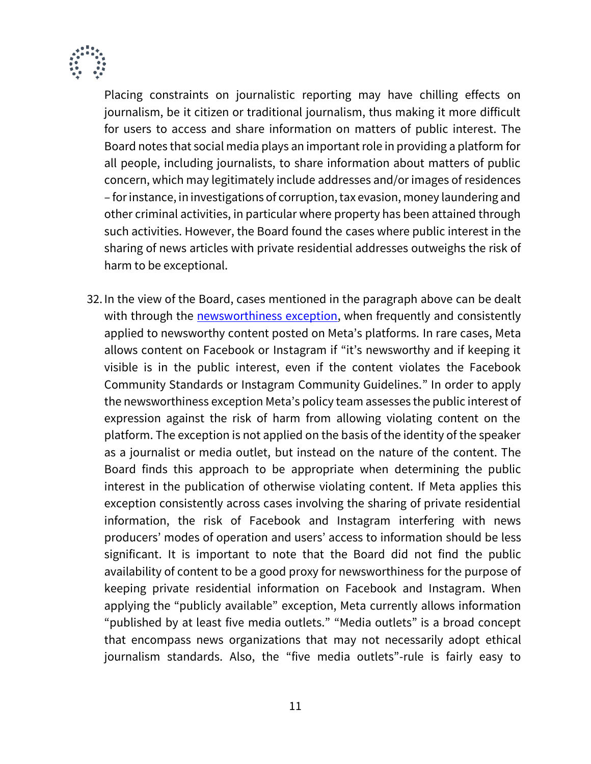Placing constraints on journalistic reporting may have chilling effects on journalism, be it citizen or traditional journalism, thus making it more difficult for users to access and share information on matters of public interest. The Board notes that social media plays an important role in providing a platform for all people, including journalists, to share information about matters of public concern, which may legitimately include addresses and/or images of residences – for instance, in investigations of corruption, tax evasion, money laundering and other criminal activities, in particular where property has been attained through such activities. However, the Board found the cases where public interest in the sharing of news articles with private residential addresses outweighs the risk of harm to be exceptional.

32. In the view of the Board, cases mentioned in the paragraph above can be dealt with through the [newsworthiness exception](), when frequently and consistently applied to newsworthy content posted on Meta's platforms. In rare cases, Meta allows content on Facebook or Instagram if "it's newsworthy and if keeping it visible is in the public interest, even if the content violates the Facebook Community Standards or Instagram Community Guidelines." In order to apply the newsworthiness exception Meta's policy team assesses the public interest of expression against the risk of harm from allowing violating content on the platform. The exception is not applied on the basis of the identity of the speaker as a journalist or media outlet, but instead on the nature of the content. The Board finds this approach to be appropriate when determining the public interest in the publication of otherwise violating content. If Meta applies this exception consistently across cases involving the sharing of private residential information, the risk of Facebook and Instagram interfering with news producers' modes of operation and users' access to information should be less significant. It is important to note that the Board did not find the public availability of content to be a good proxy for newsworthiness for the purpose of keeping private residential information on Facebook and Instagram. When applying the "publicly available" exception, Meta currently allows information "published by at least five media outlets." "Media outlets" is a broad concept that encompass news organizations that may not necessarily adopt ethical journalism standards. Also, the "five media outlets"-rule is fairly easy to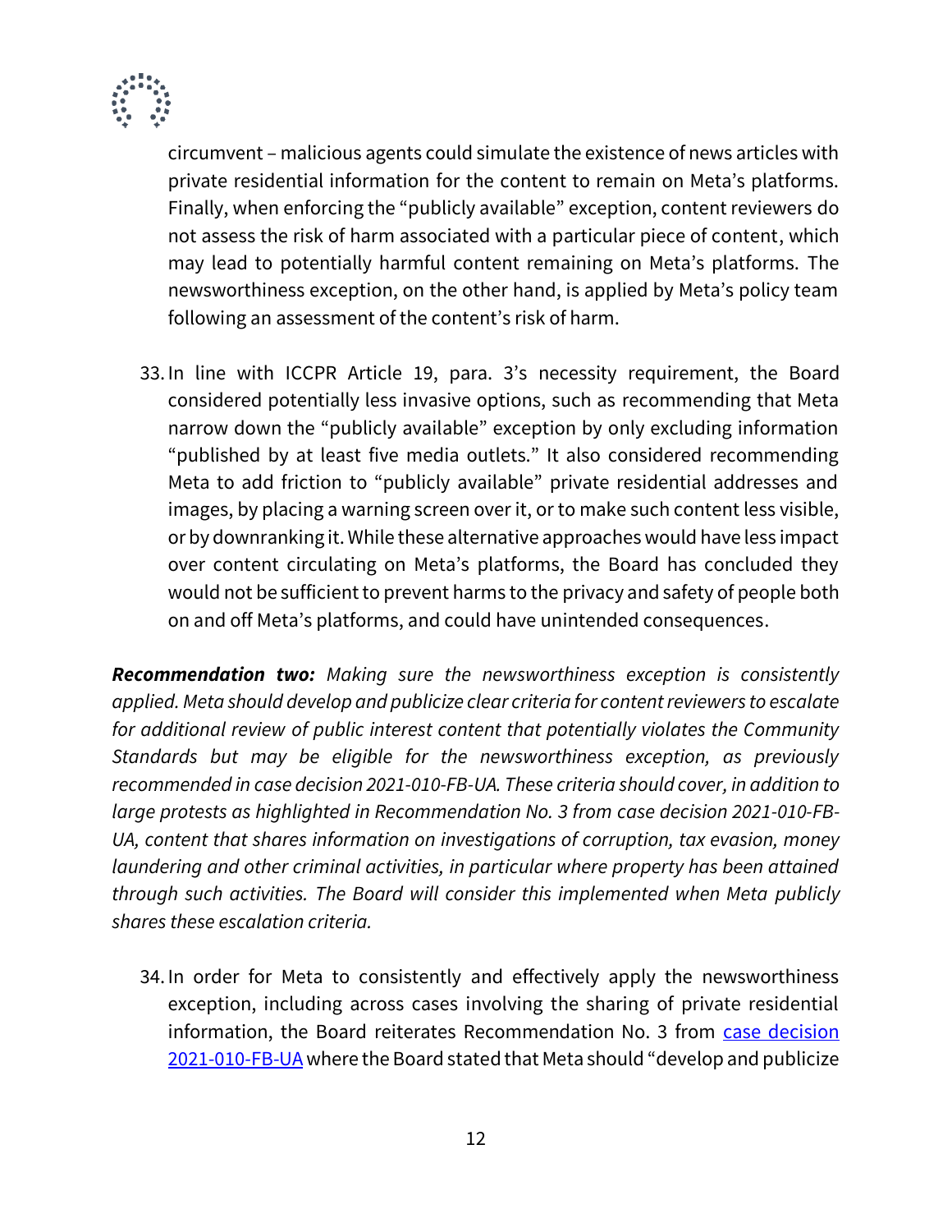circumvent – malicious agents could simulate the existence of news articles with private residential information for the content to remain on Meta's platforms. Finally, when enforcing the "publicly available" exception, content reviewers do not assess the risk of harm associated with a particular piece of content, which may lead to potentially harmful content remaining on Meta's platforms. The newsworthiness exception, on the other hand, is applied by Meta's policy team following an assessment of the content's risk of harm.

33. In line with ICCPR Article 19, para. 3's necessity requirement, the Board considered potentially less invasive options, such as recommending that Meta narrow down the "publicly available" exception by only excluding information "published by at least five media outlets." It also considered recommending Meta to add friction to "publicly available" private residential addresses and images, by placing a warning screen over it, or to make such content less visible, or by downranking it. While these alternative approaches would have less impact over content circulating on Meta's platforms, the Board has concluded they would not be sufficient to prevent harms to the privacy and safety of people both on and off Meta's platforms, and could have unintended consequences.

***Recommendation two:*** *Making sure the newsworthiness exception is consistently applied. Meta should develop and publicize clear criteria for content reviewers to escalate for additional review of public interest content that potentially violates the Community Standards but may be eligible for the newsworthiness exception, as previously recommended in case decision 2021-010-FB-UA. These criteria should cover, in addition to large protests as highlighted in Recommendation No. 3 from case decision 2021-010-FB-UA, content that shares information on investigations of corruption, tax evasion, money laundering and other criminal activities, in particular where property has been attained through such activities. The Board will consider this implemented when Meta publicly shares these escalation criteria.*

34. In order for Meta to consistently and effectively apply the newsworthiness exception, including across cases involving the sharing of private residential information, the Board reiterates Recommendation No. 3 from case decision 2021-010-FB-UA where the Board stated that Meta should "develop and publicize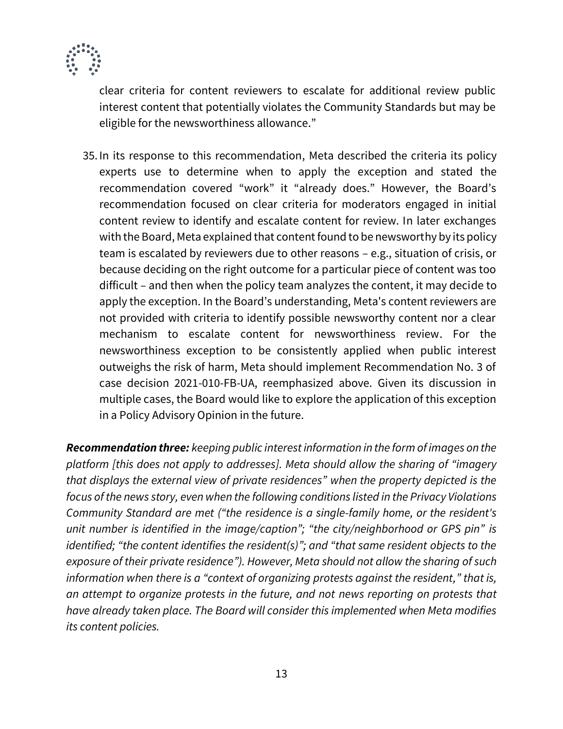clear criteria for content reviewers to escalate for additional review public interest content that potentially violates the Community Standards but may be eligible for the newsworthiness allowance."

35. In its response to this recommendation, Meta described the criteria its policy experts use to determine when to apply the exception and stated the recommendation covered "work" it "already does." However, the Board's recommendation focused on clear criteria for moderators engaged in initial content review to identify and escalate content for review. In later exchanges with the Board, Meta explained that content found to be newsworthy by its policy team is escalated by reviewers due to other reasons – e.g., situation of crisis, or because deciding on the right outcome for a particular piece of content was too difficult – and then when the policy team analyzes the content, it may decide to apply the exception. In the Board's understanding, Meta's content reviewers are not provided with criteria to identify possible newsworthy content nor a clear mechanism to escalate content for newsworthiness review. For the newsworthiness exception to be consistently applied when public interest outweighs the risk of harm, Meta should implement Recommendation No. 3 of case decision 2021-010-FB-UA, reemphasized above. Given its discussion in multiple cases, the Board would like to explore the application of this exception in a Policy Advisory Opinion in the future.

***Recommendation three:*** *keeping public interest information in the form of images on the platform [this does not apply to addresses]. Meta should allow the sharing of "imagery that displays the external view of private residences" when the property depicted is the focus of the news story, even when the following conditions listed in the Privacy Violations Community Standard are met ("the residence is a single-family home, or the resident's unit number is identified in the image/caption"; "the city/neighborhood or GPS pin" is identified; "the content identifies the resident(s)"; and "that same resident objects to the exposure of their private residence"). However, Meta should not allow the sharing of such information when there is a "context of organizing protests against the resident," that is, an attempt to organize protests in the future, and not news reporting on protests that have already taken place. The Board will consider this implemented when Meta modifies its content policies.*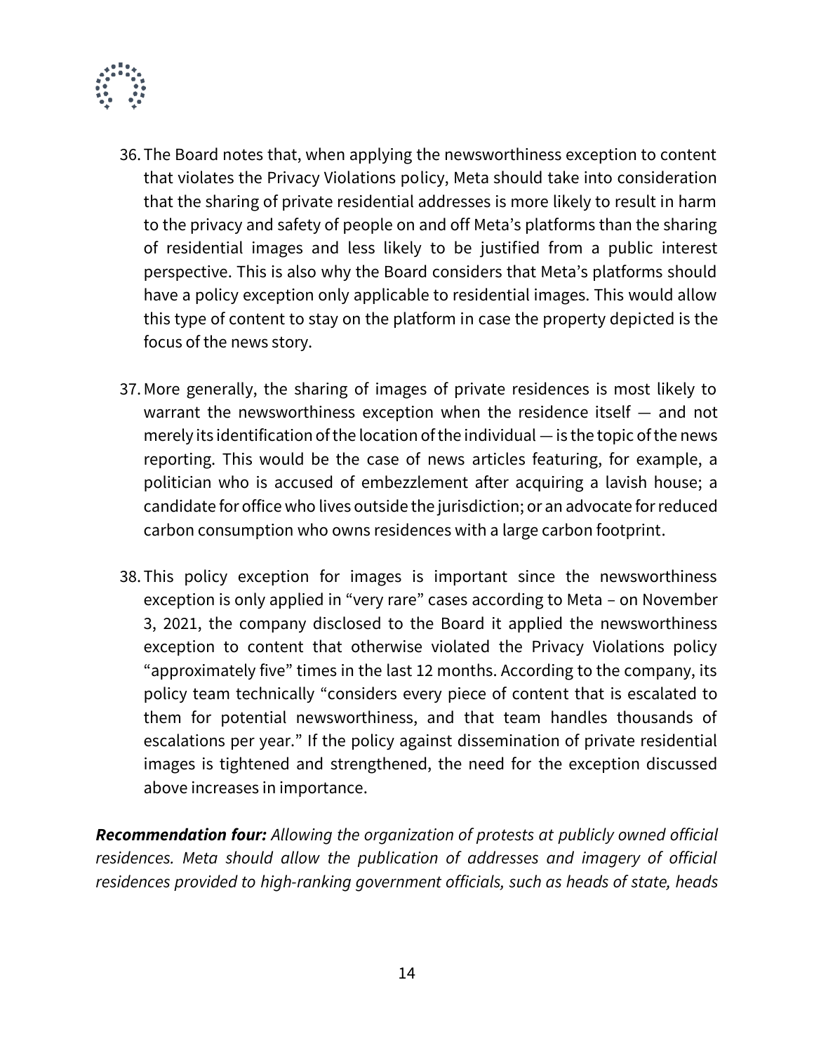36. The Board notes that, when applying the newsworthiness exception to content that violates the Privacy Violations policy, Meta should take into consideration that the sharing of private residential addresses is more likely to result in harm to the privacy and safety of people on and off Meta's platforms than the sharing of residential images and less likely to be justified from a public interest perspective. This is also why the Board considers that Meta's platforms should have a policy exception only applicable to residential images. This would allow this type of content to stay on the platform in case the property depicted is the focus of the news story.

37. More generally, the sharing of images of private residences is most likely to warrant the newsworthiness exception when the residence itself — and not merely its identification of the location of the individual — is the topic of the news reporting. This would be the case of news articles featuring, for example, a politician who is accused of embezzlement after acquiring a lavish house; a candidate for office who lives outside the jurisdiction; or an advocate for reduced carbon consumption who owns residences with a large carbon footprint.

38. This policy exception for images is important since the newsworthiness exception is only applied in "very rare" cases according to Meta – on November 3, 2021, the company disclosed to the Board it applied the newsworthiness exception to content that otherwise violated the Privacy Violations policy "approximately five" times in the last 12 months. According to the company, its policy team technically "considers every piece of content that is escalated to them for potential newsworthiness, and that team handles thousands of escalations per year." If the policy against dissemination of private residential images is tightened and strengthened, the need for the exception discussed above increases in importance.

***Recommendation four:*** *Allowing the organization of protests at publicly owned official residences. Meta should allow the publication of addresses and imagery of official residences provided to high-ranking government officials, such as heads of state, heads*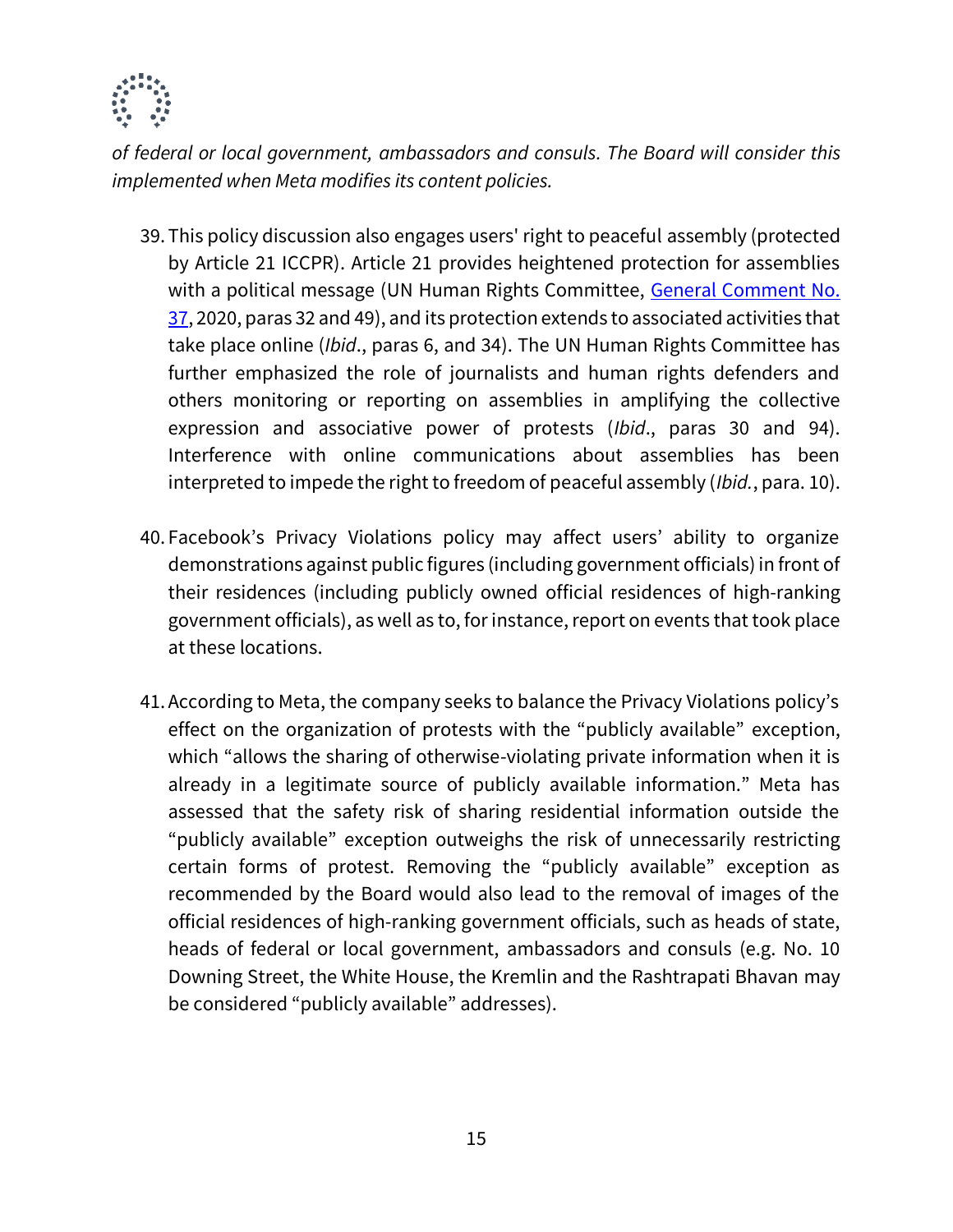*of federal or local government, ambassadors and consuls. The Board will consider this implemented when Meta modifies its content policies.*

39. This policy discussion also engages users' right to peaceful assembly (protected by Article 21 ICCPR). Article 21 provides heightened protection for assemblies with a political message (UN Human Rights Committee, [General Comment No. 37](), 2020, paras 32 and 49), and its protection extends to associated activities that take place online (*Ibid*., paras 6, and 34). The UN Human Rights Committee has further emphasized the role of journalists and human rights defenders and others monitoring or reporting on assemblies in amplifying the collective expression and associative power of protests (*Ibid*., paras 30 and 94). Interference with online communications about assemblies has been interpreted to impede the right to freedom of peaceful assembly (*Ibid.*, para. 10).

40. Facebook's Privacy Violations policy may affect users' ability to organize demonstrations against public figures (including government officials) in front of their residences (including publicly owned official residences of high-ranking government officials), as well as to, for instance, report on events that took place at these locations.

41. According to Meta, the company seeks to balance the Privacy Violations policy's effect on the organization of protests with the "publicly available" exception, which "allows the sharing of otherwise-violating private information when it is already in a legitimate source of publicly available information." Meta has assessed that the safety risk of sharing residential information outside the "publicly available" exception outweighs the risk of unnecessarily restricting certain forms of protest. Removing the "publicly available" exception as recommended by the Board would also lead to the removal of images of the official residences of high-ranking government officials, such as heads of state, heads of federal or local government, ambassadors and consuls (e.g. No. 10 Downing Street, the White House, the Kremlin and the Rashtrapati Bhavan may be considered "publicly available" addresses).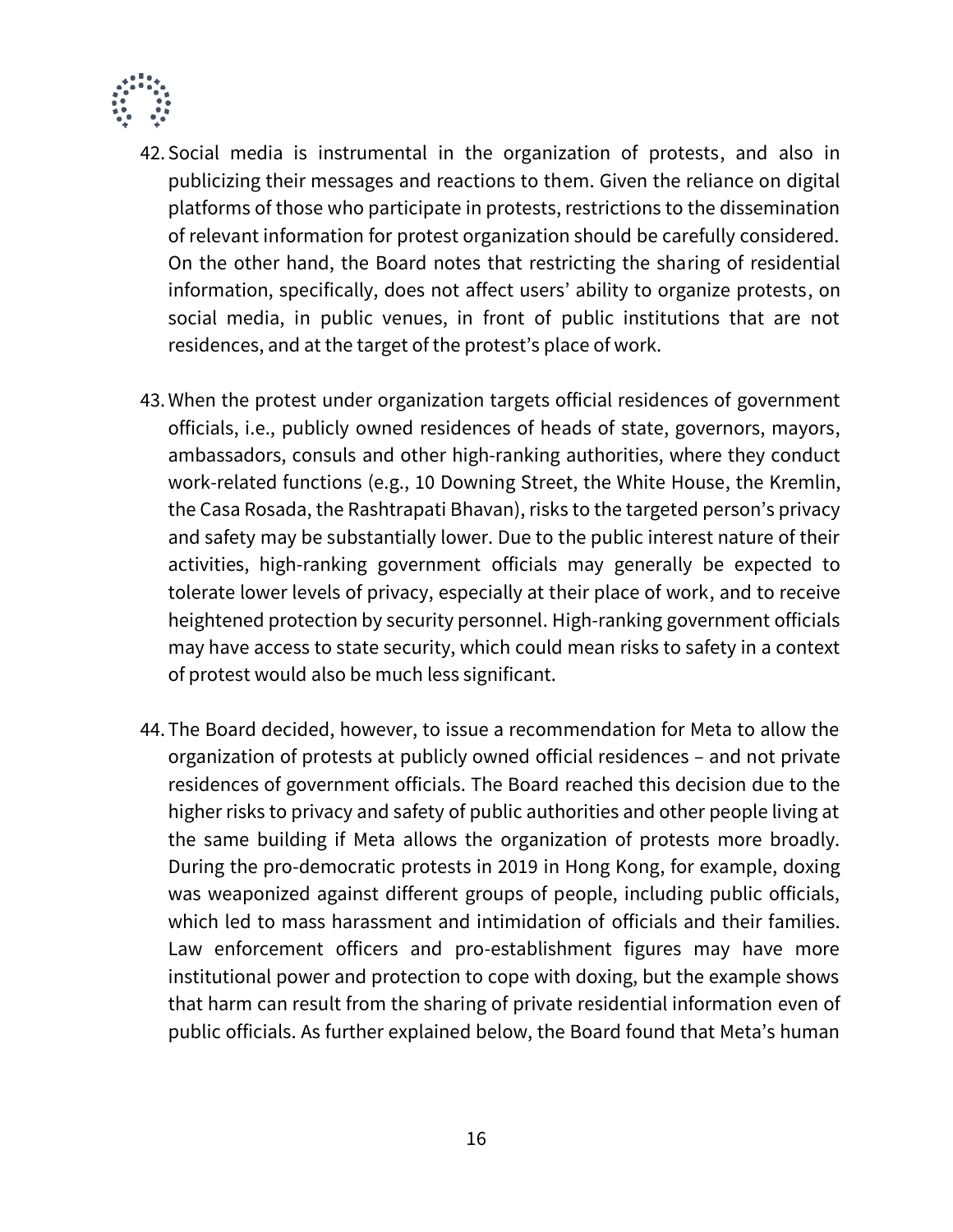42. Social media is instrumental in the organization of protests, and also in publicizing their messages and reactions to them. Given the reliance on digital platforms of those who participate in protests, restrictions to the dissemination of relevant information for protest organization should be carefully considered. On the other hand, the Board notes that restricting the sharing of residential information, specifically, does not affect users' ability to organize protests, on social media, in public venues, in front of public institutions that are not residences, and at the target of the protest's place of work.

43. When the protest under organization targets official residences of government officials, i.e., publicly owned residences of heads of state, governors, mayors, ambassadors, consuls and other high-ranking authorities, where they conduct work-related functions (e.g., 10 Downing Street, the White House, the Kremlin, the Casa Rosada, the Rashtrapati Bhavan), risks to the targeted person's privacy and safety may be substantially lower. Due to the public interest nature of their activities, high-ranking government officials may generally be expected to tolerate lower levels of privacy, especially at their place of work, and to receive heightened protection by security personnel. High-ranking government officials may have access to state security, which could mean risks to safety in a context of protest would also be much less significant.

44. The Board decided, however, to issue a recommendation for Meta to allow the organization of protests at publicly owned official residences – and not private residences of government officials. The Board reached this decision due to the higher risks to privacy and safety of public authorities and other people living at the same building if Meta allows the organization of protests more broadly. During the pro-democratic protests in 2019 in Hong Kong, for example, doxing was weaponized against different groups of people, including public officials, which led to mass harassment and intimidation of officials and their families. Law enforcement officers and pro-establishment figures may have more institutional power and protection to cope with doxing, but the example shows that harm can result from the sharing of private residential information even of public officials. As further explained below, the Board found that Meta's human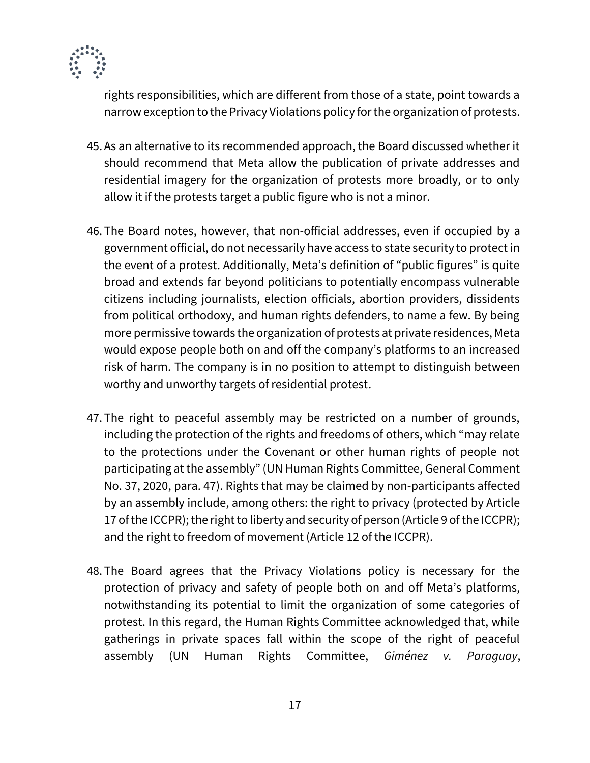rights responsibilities, which are different from those of a state, point towards a narrow exception to the Privacy Violations policy for the organization of protests.

45. As an alternative to its recommended approach, the Board discussed whether it should recommend that Meta allow the publication of private addresses and residential imagery for the organization of protests more broadly, or to only allow it if the protests target a public figure who is not a minor.

46. The Board notes, however, that non-official addresses, even if occupied by a government official, do not necessarily have access to state security to protect in the event of a protest. Additionally, Meta's definition of "public figures" is quite broad and extends far beyond politicians to potentially encompass vulnerable citizens including journalists, election officials, abortion providers, dissidents from political orthodoxy, and human rights defenders, to name a few. By being more permissive towards the organization of protests at private residences, Meta would expose people both on and off the company's platforms to an increased risk of harm. The company is in no position to attempt to distinguish between worthy and unworthy targets of residential protest.

47. The right to peaceful assembly may be restricted on a number of grounds, including the protection of the rights and freedoms of others, which "may relate to the protections under the Covenant or other human rights of people not participating at the assembly" (UN Human Rights Committee, General Comment No. 37, 2020, para. 47). Rights that may be claimed by non-participants affected by an assembly include, among others: the right to privacy (protected by Article 17 of the ICCPR); the right to liberty and security of person (Article 9 of the ICCPR); and the right to freedom of movement (Article 12 of the ICCPR).

48. The Board agrees that the Privacy Violations policy is necessary for the protection of privacy and safety of people both on and off Meta's platforms, notwithstanding its potential to limit the organization of some categories of protest. In this regard, the Human Rights Committee acknowledged that, while gatherings in private spaces fall within the scope of the right of peaceful assembly (UN Human Rights Committee, *Giménez v. Paraguay*,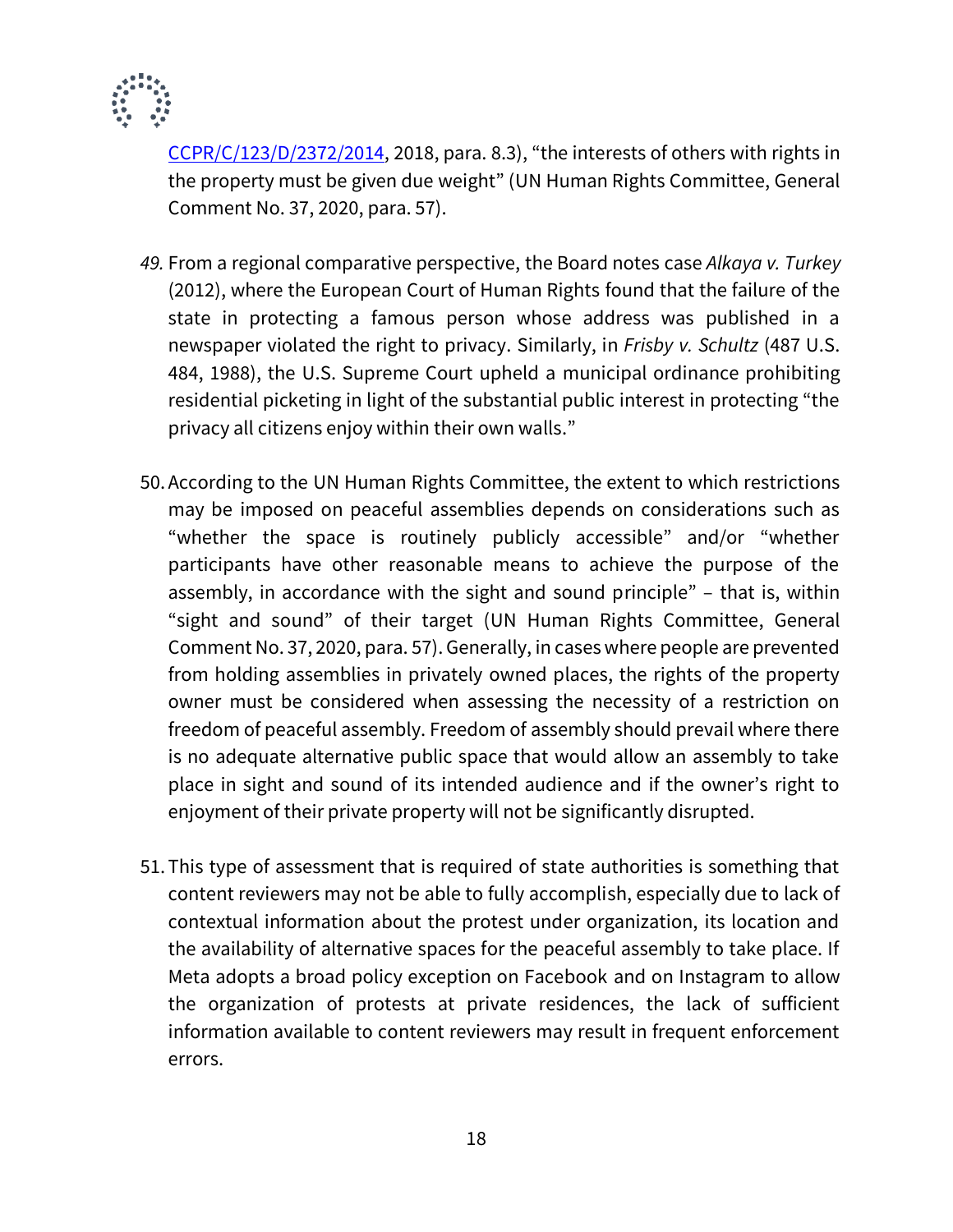CCPR/C/123/D/2372/2014, 2018, para. 8.3), "the interests of others with rights in the property must be given due weight" (UN Human Rights Committee, General Comment No. 37, 2020, para. 57).

*49.* From a regional comparative perspective, the Board notes case *Alkaya v. Turkey* (2012), where the European Court of Human Rights found that the failure of the state in protecting a famous person whose address was published in a newspaper violated the right to privacy. Similarly, in *Frisby v. Schultz* (487 U.S. 484, 1988), the U.S. Supreme Court upheld a municipal ordinance prohibiting residential picketing in light of the substantial public interest in protecting "the privacy all citizens enjoy within their own walls."

50. According to the UN Human Rights Committee, the extent to which restrictions may be imposed on peaceful assemblies depends on considerations such as "whether the space is routinely publicly accessible" and/or "whether participants have other reasonable means to achieve the purpose of the assembly, in accordance with the sight and sound principle" – that is, within "sight and sound" of their target (UN Human Rights Committee, General Comment No. 37, 2020, para. 57). Generally, in cases where people are prevented from holding assemblies in privately owned places, the rights of the property owner must be considered when assessing the necessity of a restriction on freedom of peaceful assembly. Freedom of assembly should prevail where there is no adequate alternative public space that would allow an assembly to take place in sight and sound of its intended audience and if the owner's right to enjoyment of their private property will not be significantly disrupted.

51. This type of assessment that is required of state authorities is something that content reviewers may not be able to fully accomplish, especially due to lack of contextual information about the protest under organization, its location and the availability of alternative spaces for the peaceful assembly to take place. If Meta adopts a broad policy exception on Facebook and on Instagram to allow the organization of protests at private residences, the lack of sufficient information available to content reviewers may result in frequent enforcement errors.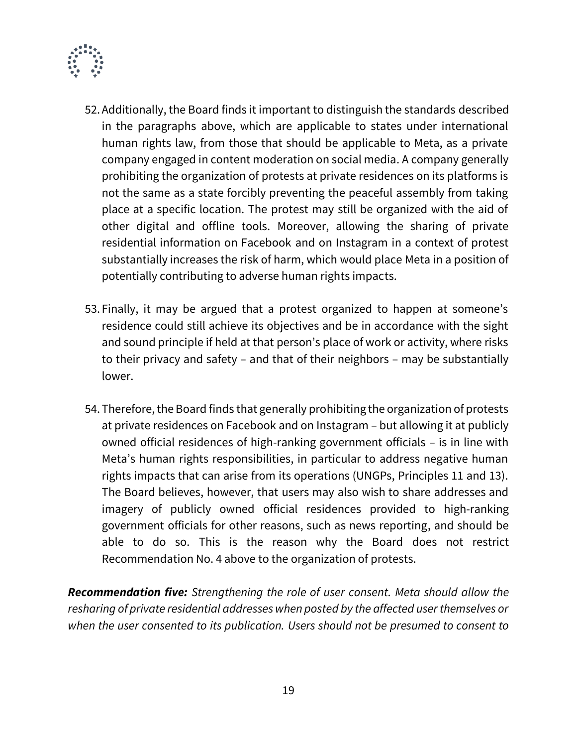52. Additionally, the Board finds it important to distinguish the standards described in the paragraphs above, which are applicable to states under international human rights law, from those that should be applicable to Meta, as a private company engaged in content moderation on social media. A company generally prohibiting the organization of protests at private residences on its platforms is not the same as a state forcibly preventing the peaceful assembly from taking place at a specific location. The protest may still be organized with the aid of other digital and offline tools. Moreover, allowing the sharing of private residential information on Facebook and on Instagram in a context of protest substantially increases the risk of harm, which would place Meta in a position of potentially contributing to adverse human rights impacts.

53. Finally, it may be argued that a protest organized to happen at someone's residence could still achieve its objectives and be in accordance with the sight and sound principle if held at that person's place of work or activity, where risks to their privacy and safety – and that of their neighbors – may be substantially lower.

54. Therefore, the Board finds that generally prohibiting the organization of protests at private residences on Facebook and on Instagram – but allowing it at publicly owned official residences of high-ranking government officials – is in line with Meta's human rights responsibilities, in particular to address negative human rights impacts that can arise from its operations (UNGPs, Principles 11 and 13). The Board believes, however, that users may also wish to share addresses and imagery of publicly owned official residences provided to high-ranking government officials for other reasons, such as news reporting, and should be able to do so. This is the reason why the Board does not restrict Recommendation No. 4 above to the organization of protests.

***Recommendation five:*** *Strengthening the role of user consent. Meta should allow the resharing of private residential addresses when posted by the affected user themselves or when the user consented to its publication. Users should not be presumed to consent to*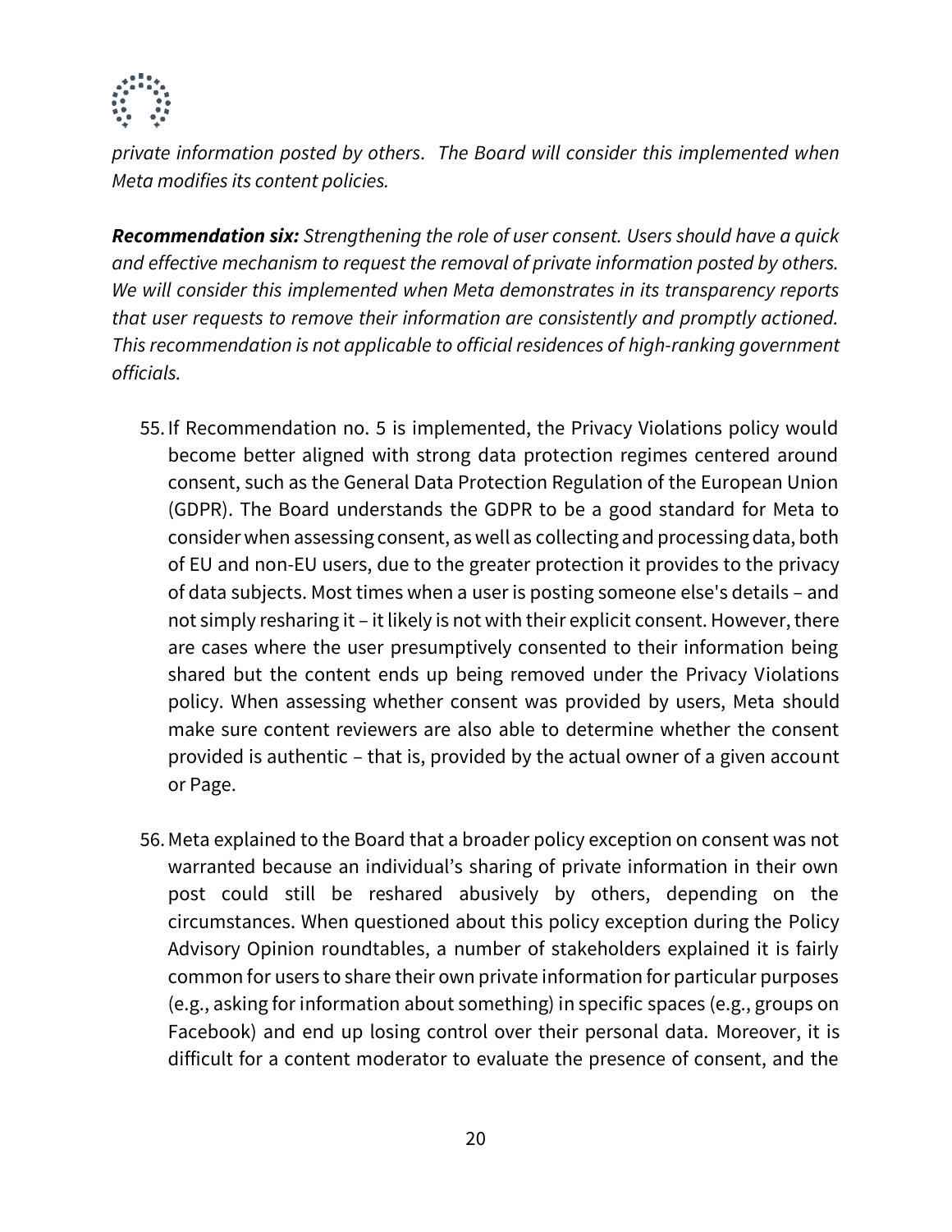*private information posted by others. The Board will consider this implemented when Meta modifies its content policies.*

***Recommendation six:*** *Strengthening the role of user consent. Users should have a quick and effective mechanism to request the removal of private information posted by others. We will consider this implemented when Meta demonstrates in its transparency reports that user requests to remove their information are consistently and promptly actioned. This recommendation is not applicable to official residences of high-ranking government officials.*

55. If Recommendation no. 5 is implemented, the Privacy Violations policy would become better aligned with strong data protection regimes centered around consent, such as the General Data Protection Regulation of the European Union (GDPR). The Board understands the GDPR to be a good standard for Meta to consider when assessing consent, as well as collecting and processing data, both of EU and non-EU users, due to the greater protection it provides to the privacy of data subjects. Most times when a user is posting someone else's details – and not simply resharing it – it likely is not with their explicit consent. However, there are cases where the user presumptively consented to their information being shared but the content ends up being removed under the Privacy Violations policy. When assessing whether consent was provided by users, Meta should make sure content reviewers are also able to determine whether the consent provided is authentic – that is, provided by the actual owner of a given account or Page.

56. Meta explained to the Board that a broader policy exception on consent was not warranted because an individual's sharing of private information in their own post could still be reshared abusively by others, depending on the circumstances. When questioned about this policy exception during the Policy Advisory Opinion roundtables, a number of stakeholders explained it is fairly common for users to share their own private information for particular purposes (e.g., asking for information about something) in specific spaces (e.g., groups on Facebook) and end up losing control over their personal data. Moreover, it is difficult for a content moderator to evaluate the presence of consent, and the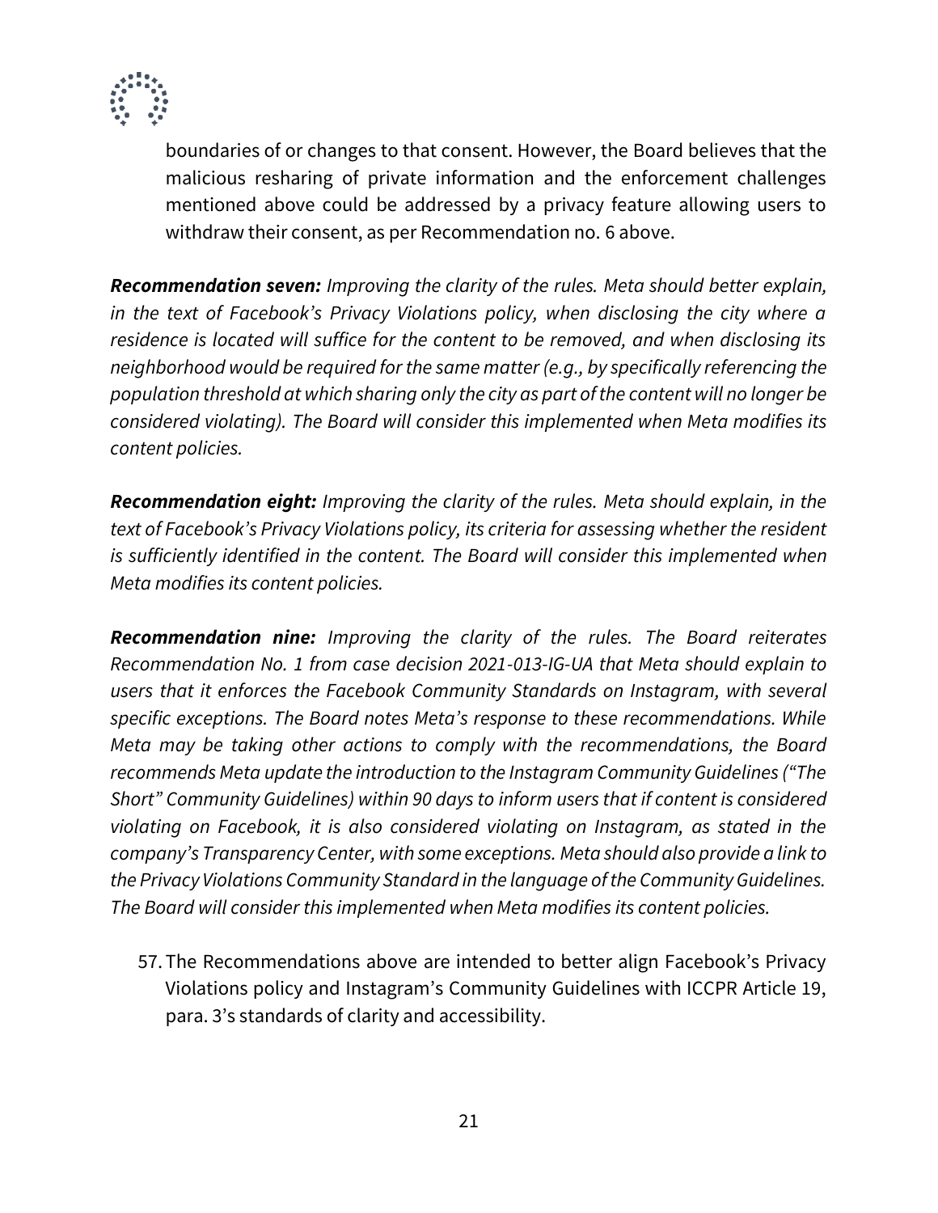boundaries of or changes to that consent. However, the Board believes that the malicious resharing of private information and the enforcement challenges mentioned above could be addressed by a privacy feature allowing users to withdraw their consent, as per Recommendation no. 6 above.

***Recommendation seven:*** *Improving the clarity of the rules. Meta should better explain, in the text of Facebook's Privacy Violations policy, when disclosing the city where a residence is located will suffice for the content to be removed, and when disclosing its neighborhood would be required for the same matter (e.g., by specifically referencing the population threshold at which sharing only the city as part of the content will no longer be considered violating). The Board will consider this implemented when Meta modifies its content policies.*

***Recommendation eight:*** *Improving the clarity of the rules. Meta should explain, in the text of Facebook's Privacy Violations policy, its criteria for assessing whether the resident is sufficiently identified in the content. The Board will consider this implemented when Meta modifies its content policies.*

***Recommendation nine:*** *Improving the clarity of the rules. The Board reiterates Recommendation No. 1 from case decision 2021-013-IG-UA that Meta should explain to users that it enforces the Facebook Community Standards on Instagram, with several specific exceptions. The Board notes Meta's response to these recommendations. While Meta may be taking other actions to comply with the recommendations, the Board recommends Meta update the introduction to the Instagram Community Guidelines ("The Short" Community Guidelines) within 90 days to inform users that if content is considered violating on Facebook, it is also considered violating on Instagram, as stated in the company's Transparency Center, with some exceptions. Meta should also provide a link to the Privacy Violations Community Standard in the language of the Community Guidelines. The Board will consider this implemented when Meta modifies its content policies.*

57. The Recommendations above are intended to better align Facebook's Privacy Violations policy and Instagram's Community Guidelines with ICCPR Article 19, para. 3's standards of clarity and accessibility.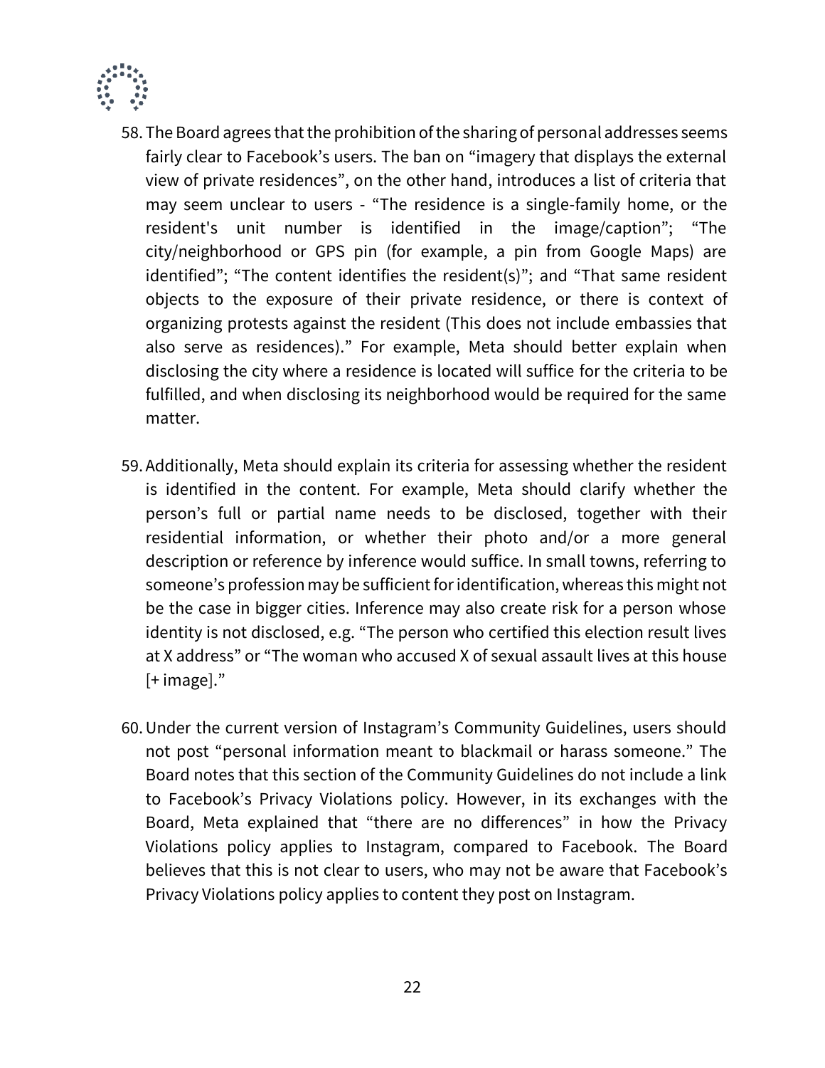58. The Board agrees that the prohibition of the sharing of personal addresses seems fairly clear to Facebook's users. The ban on "imagery that displays the external view of private residences", on the other hand, introduces a list of criteria that may seem unclear to users - "The residence is a single-family home, or the resident's unit number is identified in the image/caption"; "The city/neighborhood or GPS pin (for example, a pin from Google Maps) are identified"; "The content identifies the resident(s)"; and "That same resident objects to the exposure of their private residence, or there is context of organizing protests against the resident (This does not include embassies that also serve as residences)." For example, Meta should better explain when disclosing the city where a residence is located will suffice for the criteria to be fulfilled, and when disclosing its neighborhood would be required for the same matter.

59. Additionally, Meta should explain its criteria for assessing whether the resident is identified in the content. For example, Meta should clarify whether the person's full or partial name needs to be disclosed, together with their residential information, or whether their photo and/or a more general description or reference by inference would suffice. In small towns, referring to someone's profession may be sufficient for identification, whereas this might not be the case in bigger cities. Inference may also create risk for a person whose identity is not disclosed, e.g. "The person who certified this election result lives at X address" or "The woman who accused X of sexual assault lives at this house [+ image]."

60. Under the current version of Instagram's Community Guidelines, users should not post "personal information meant to blackmail or harass someone." The Board notes that this section of the Community Guidelines do not include a link to Facebook's Privacy Violations policy. However, in its exchanges with the Board, Meta explained that "there are no differences" in how the Privacy Violations policy applies to Instagram, compared to Facebook. The Board believes that this is not clear to users, who may not be aware that Facebook's Privacy Violations policy applies to content they post on Instagram.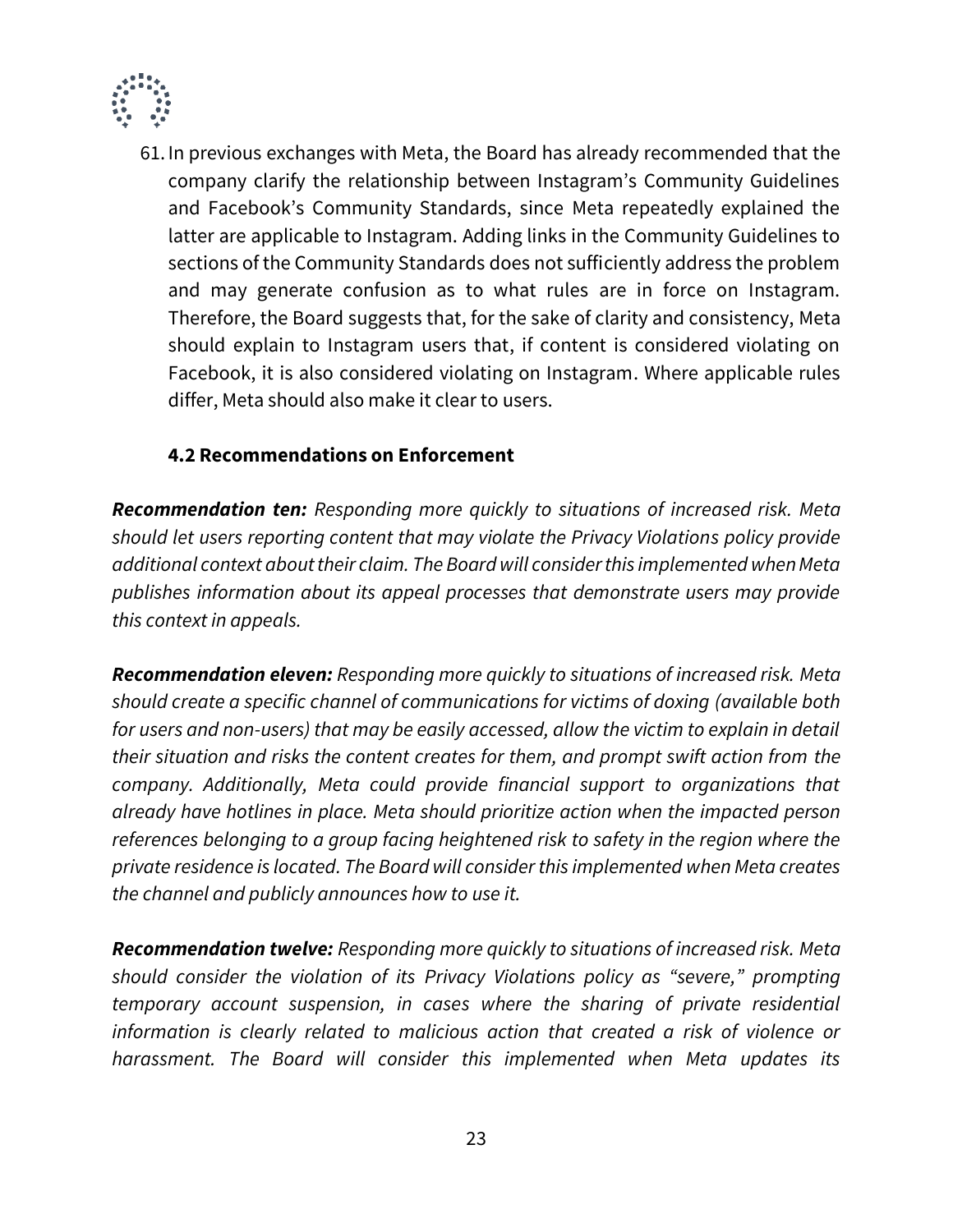61. In previous exchanges with Meta, the Board has already recommended that the company clarify the relationship between Instagram's Community Guidelines and Facebook's Community Standards, since Meta repeatedly explained the latter are applicable to Instagram. Adding links in the Community Guidelines to sections of the Community Standards does not sufficiently address the problem and may generate confusion as to what rules are in force on Instagram. Therefore, the Board suggests that, for the sake of clarity and consistency, Meta should explain to Instagram users that, if content is considered violating on Facebook, it is also considered violating on Instagram. Where applicable rules differ, Meta should also make it clear to users.

### 4.2 Recommendations on Enforcement

***Recommendation ten:*** *Responding more quickly to situations of increased risk. Meta should let users reporting content that may violate the Privacy Violations policy provide additional context about their claim. The Board will consider this implemented when Meta publishes information about its appeal processes that demonstrate users may provide this context in appeals.*

***Recommendation eleven:*** *Responding more quickly to situations of increased risk. Meta should create a specific channel of communications for victims of doxing (available both for users and non-users) that may be easily accessed, allow the victim to explain in detail their situation and risks the content creates for them, and prompt swift action from the company. Additionally, Meta could provide financial support to organizations that already have hotlines in place. Meta should prioritize action when the impacted person references belonging to a group facing heightened risk to safety in the region where the private residence is located. The Board will consider this implemented when Meta creates the channel and publicly announces how to use it.*

***Recommendation twelve:*** *Responding more quickly to situations of increased risk. Meta should consider the violation of its Privacy Violations policy as "severe," prompting temporary account suspension, in cases where the sharing of private residential information is clearly related to malicious action that created a risk of violence or harassment. The Board will consider this implemented when Meta updates its*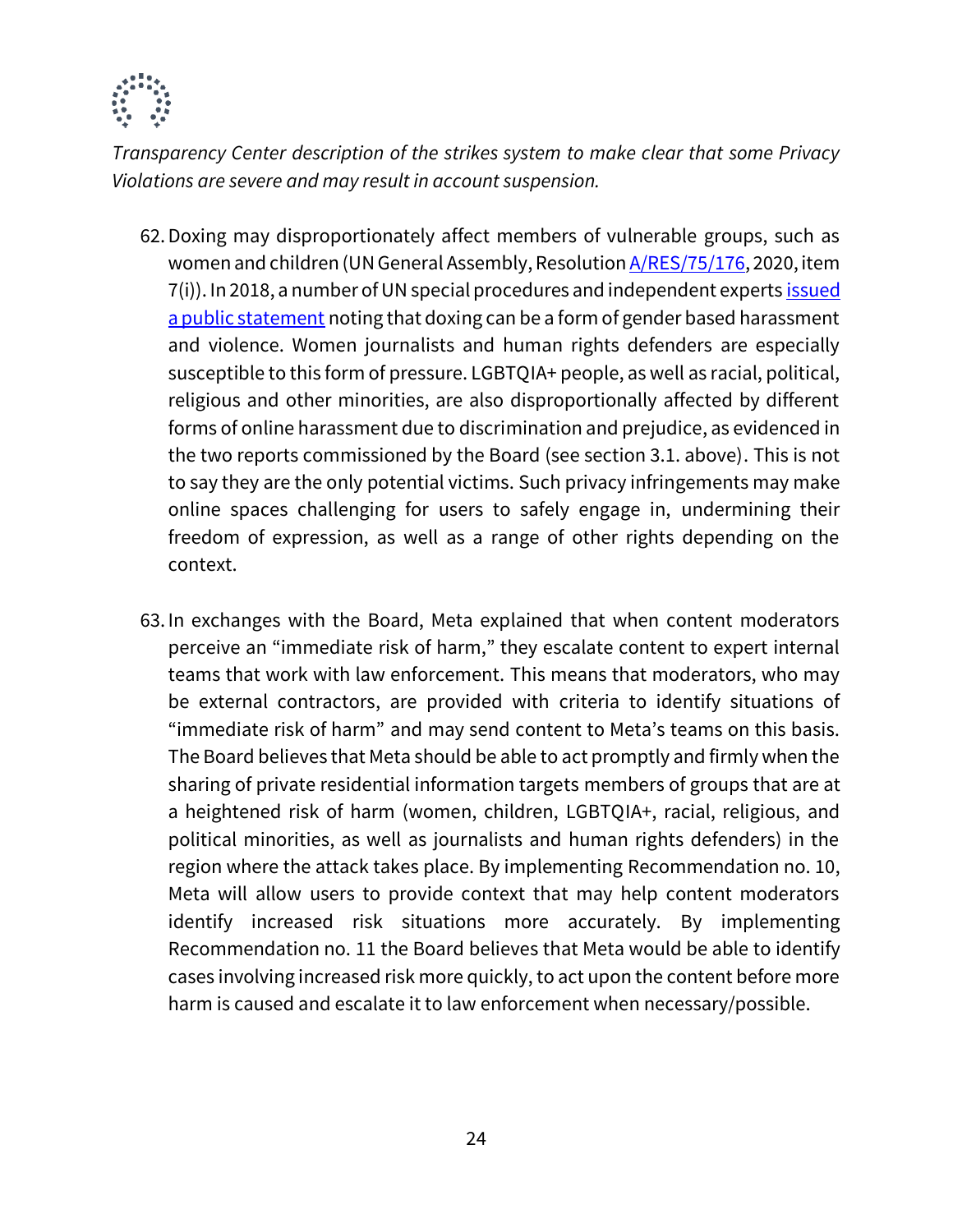*Transparency Center description of the strikes system to make clear that some Privacy Violations are severe and may result in account suspension.*

62. Doxing may disproportionately affect members of vulnerable groups, such as women and children (UN General Assembly, Resolution [A/RES/75/176](), 2020, item 7(i)). In 2018, a number of UN special procedures and independent experts [issued a public statement]() noting that doxing can be a form of gender based harassment and violence. Women journalists and human rights defenders are especially susceptible to this form of pressure. LGBTQIA+ people, as well as racial, political, religious and other minorities, are also disproportionally affected by different forms of online harassment due to discrimination and prejudice, as evidenced in the two reports commissioned by the Board (see section 3.1. above). This is not to say they are the only potential victims. Such privacy infringements may make online spaces challenging for users to safely engage in, undermining their freedom of expression, as well as a range of other rights depending on the context.

63. In exchanges with the Board, Meta explained that when content moderators perceive an "immediate risk of harm," they escalate content to expert internal teams that work with law enforcement. This means that moderators, who may be external contractors, are provided with criteria to identify situations of "immediate risk of harm" and may send content to Meta's teams on this basis. The Board believes that Meta should be able to act promptly and firmly when the sharing of private residential information targets members of groups that are at a heightened risk of harm (women, children, LGBTQIA+, racial, religious, and political minorities, as well as journalists and human rights defenders) in the region where the attack takes place. By implementing Recommendation no. 10, Meta will allow users to provide context that may help content moderators identify increased risk situations more accurately. By implementing Recommendation no. 11 the Board believes that Meta would be able to identify cases involving increased risk more quickly, to act upon the content before more harm is caused and escalate it to law enforcement when necessary/possible.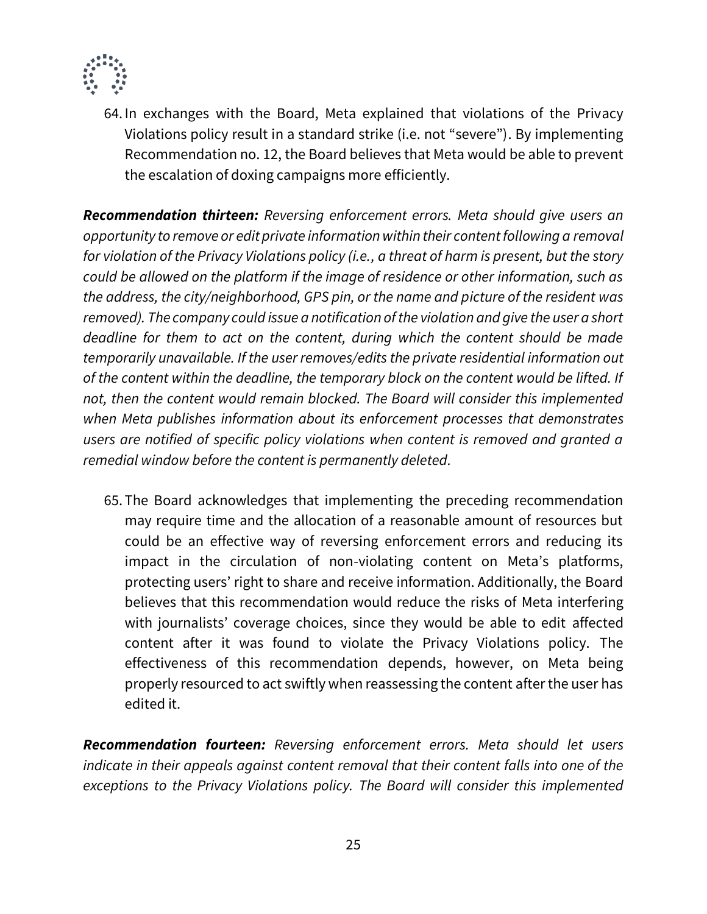64. In exchanges with the Board, Meta explained that violations of the Privacy Violations policy result in a standard strike (i.e. not "severe"). By implementing Recommendation no. 12, the Board believes that Meta would be able to prevent the escalation of doxing campaigns more efficiently.

***Recommendation thirteen:*** *Reversing enforcement errors. Meta should give users an opportunity to remove or edit private information within their content following a removal for violation of the Privacy Violations policy (i.e., a threat of harm is present, but the story could be allowed on the platform if the image of residence or other information, such as the address, the city/neighborhood, GPS pin, or the name and picture of the resident was removed). The company could issue a notification of the violation and give the user a short deadline for them to act on the content, during which the content should be made temporarily unavailable. If the user removes/edits the private residential information out of the content within the deadline, the temporary block on the content would be lifted. If not, then the content would remain blocked. The Board will consider this implemented when Meta publishes information about its enforcement processes that demonstrates users are notified of specific policy violations when content is removed and granted a remedial window before the content is permanently deleted.*

65. The Board acknowledges that implementing the preceding recommendation may require time and the allocation of a reasonable amount of resources but could be an effective way of reversing enforcement errors and reducing its impact in the circulation of non-violating content on Meta's platforms, protecting users' right to share and receive information. Additionally, the Board believes that this recommendation would reduce the risks of Meta interfering with journalists' coverage choices, since they would be able to edit affected content after it was found to violate the Privacy Violations policy. The effectiveness of this recommendation depends, however, on Meta being properly resourced to act swiftly when reassessing the content after the user has edited it.

***Recommendation fourteen:*** *Reversing enforcement errors. Meta should let users indicate in their appeals against content removal that their content falls into one of the exceptions to the Privacy Violations policy. The Board will consider this implemented*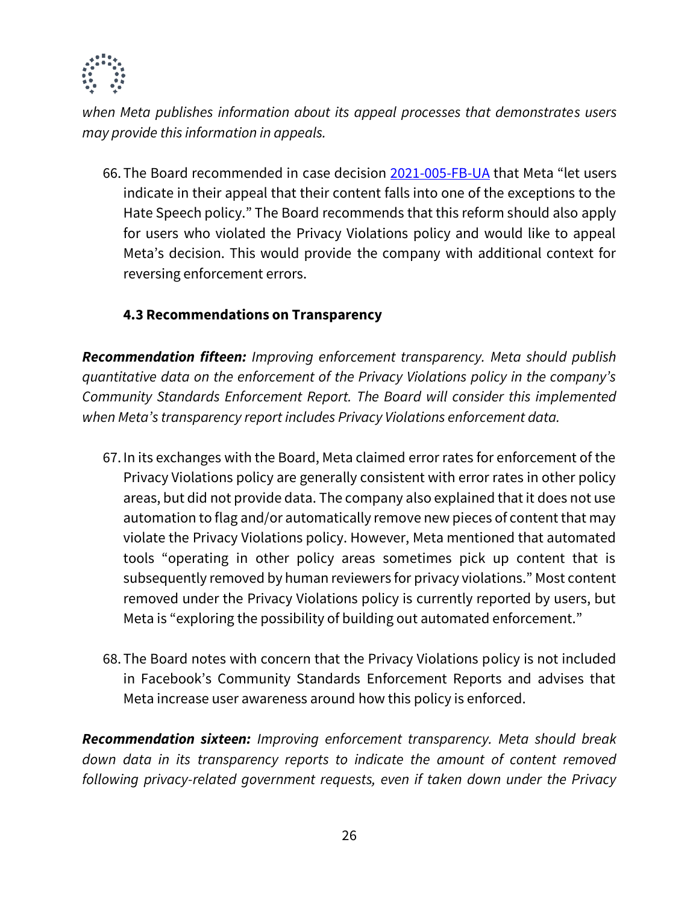*when Meta publishes information about its appeal processes that demonstrates users may provide this information in appeals.*

66. The Board recommended in case decision [2021-005-FB-UA] that Meta "let users indicate in their appeal that their content falls into one of the exceptions to the Hate Speech policy." The Board recommends that this reform should also apply for users who violated the Privacy Violations policy and would like to appeal Meta's decision. This would provide the company with additional context for reversing enforcement errors.

### 4.3 Recommendations on Transparency

***Recommendation fifteen:*** *Improving enforcement transparency. Meta should publish quantitative data on the enforcement of the Privacy Violations policy in the company's Community Standards Enforcement Report. The Board will consider this implemented when Meta's transparency report includes Privacy Violations enforcement data.*

67. In its exchanges with the Board, Meta claimed error rates for enforcement of the Privacy Violations policy are generally consistent with error rates in other policy areas, but did not provide data. The company also explained that it does not use automation to flag and/or automatically remove new pieces of content that may violate the Privacy Violations policy. However, Meta mentioned that automated tools "operating in other policy areas sometimes pick up content that is subsequently removed by human reviewers for privacy violations." Most content removed under the Privacy Violations policy is currently reported by users, but Meta is "exploring the possibility of building out automated enforcement."

68. The Board notes with concern that the Privacy Violations policy is not included in Facebook's Community Standards Enforcement Reports and advises that Meta increase user awareness around how this policy is enforced.

***Recommendation sixteen:*** *Improving enforcement transparency. Meta should break down data in its transparency reports to indicate the amount of content removed following privacy-related government requests, even if taken down under the Privacy*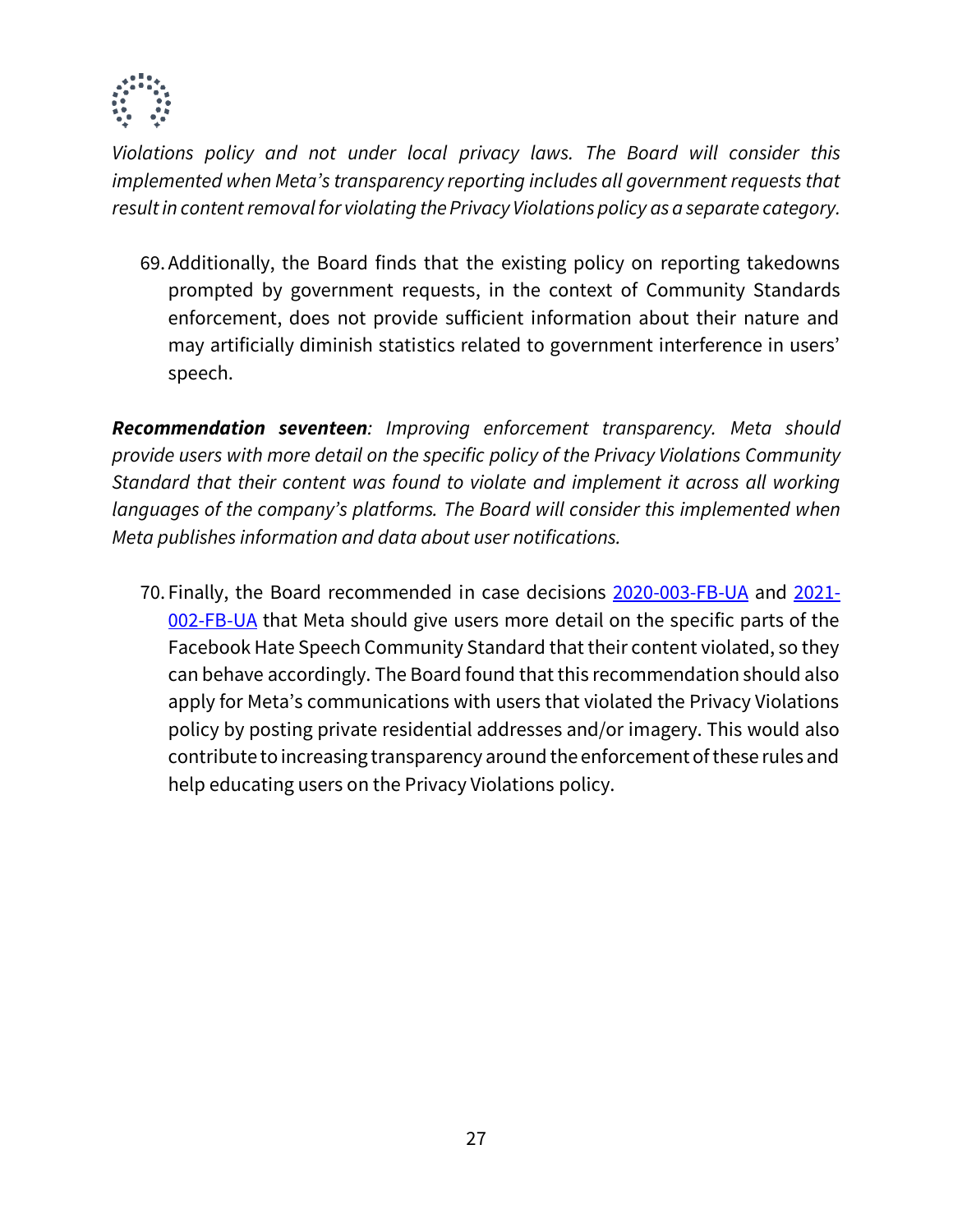*Violations policy and not under local privacy laws. The Board will consider this implemented when Meta's transparency reporting includes all government requests that result in content removal for violating the Privacy Violations policy as a separate category.*

69. Additionally, the Board finds that the existing policy on reporting takedowns prompted by government requests, in the context of Community Standards enforcement, does not provide sufficient information about their nature and may artificially diminish statistics related to government interference in users' speech.

***Recommendation seventeen****: Improving enforcement transparency. Meta should provide users with more detail on the specific policy of the Privacy Violations Community Standard that their content was found to violate and implement it across all working languages of the company's platforms. The Board will consider this implemented when Meta publishes information and data about user notifications.*

70. Finally, the Board recommended in case decisions [2020-003-FB-UA]() and [2021-002-FB-UA]() that Meta should give users more detail on the specific parts of the Facebook Hate Speech Community Standard that their content violated, so they can behave accordingly. The Board found that this recommendation should also apply for Meta's communications with users that violated the Privacy Violations policy by posting private residential addresses and/or imagery. This would also contribute to increasing transparency around the enforcement of these rules and help educating users on the Privacy Violations policy.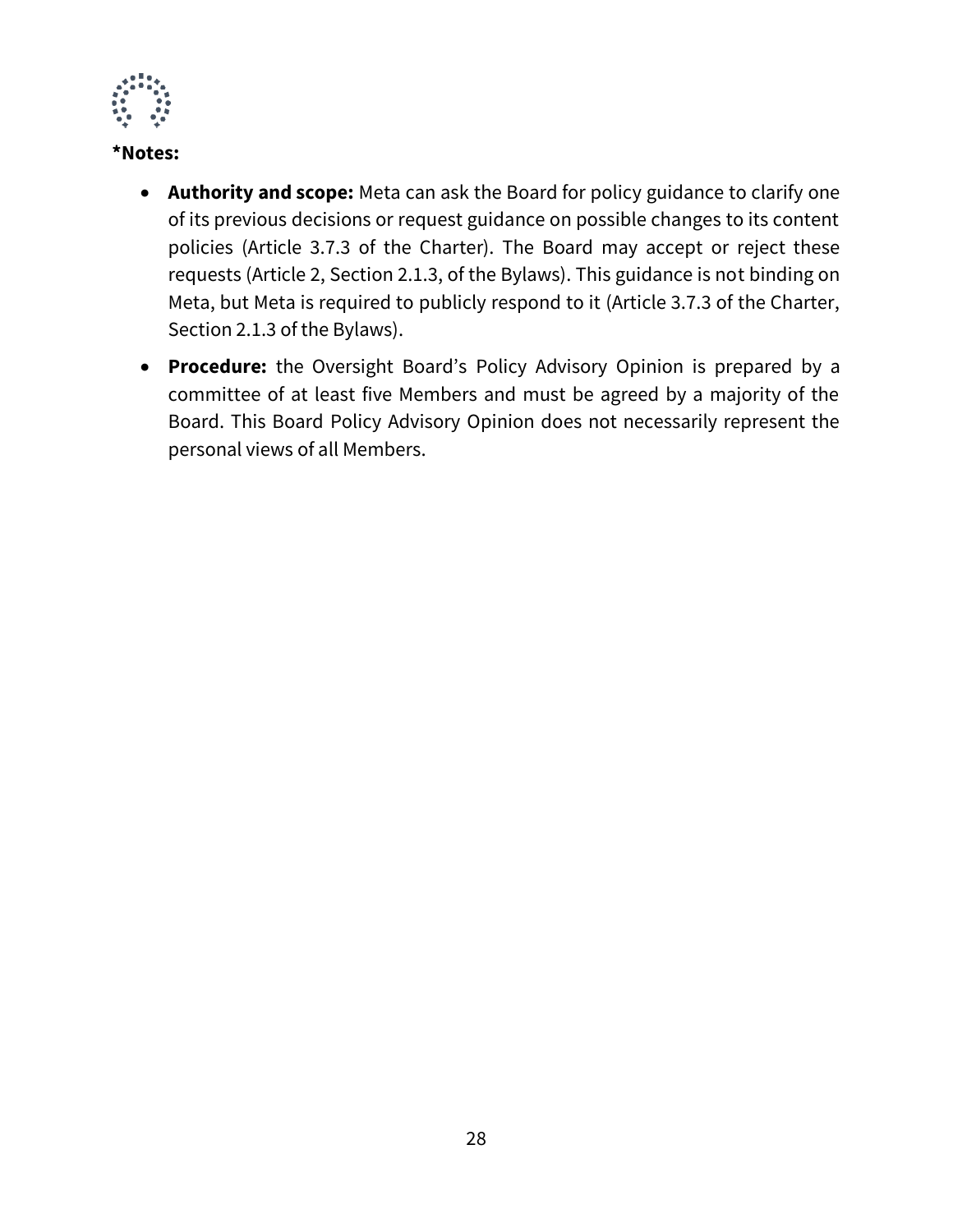**\*Notes:**

- **Authority and scope:** Meta can ask the Board for policy guidance to clarify one of its previous decisions or request guidance on possible changes to its content policies (Article 3.7.3 of the Charter). The Board may accept or reject these requests (Article 2, Section 2.1.3, of the Bylaws). This guidance is not binding on Meta, but Meta is required to publicly respond to it (Article 3.7.3 of the Charter, Section 2.1.3 of the Bylaws).
- **Procedure:** the Oversight Board's Policy Advisory Opinion is prepared by a committee of at least five Members and must be agreed by a majority of the Board. This Board Policy Advisory Opinion does not necessarily represent the personal views of all Members.